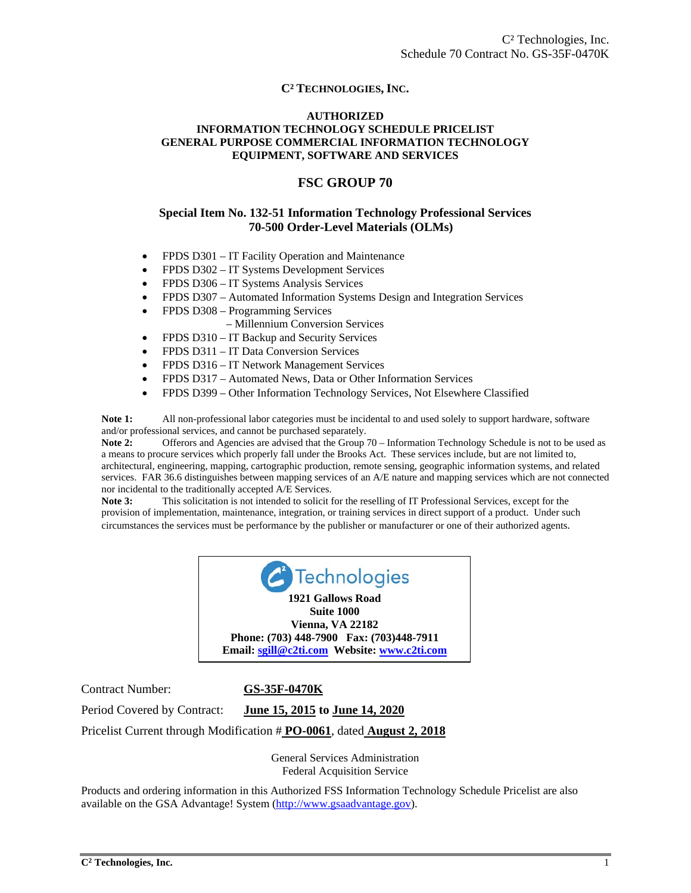# C² TECHNOLOGIES, INC.

## AUTHORIZED
## INFORMATION TECHNOLOGY SCHEDULE PRICELIST
## GENERAL PURPOSE COMMERCIAL INFORMATION TECHNOLOGY EQUIPMENT, SOFTWARE AND SERVICES

## FSC GROUP 70

### Special Item No. 132-51 Information Technology Professional Services
### 70-500 Order-Level Materials (OLMs)

- FPDS D301 – IT Facility Operation and Maintenance
- FPDS D302 – IT Systems Development Services
- FPDS D306 – IT Systems Analysis Services
- FPDS D307 – Automated Information Systems Design and Integration Services
- FPDS D308 – Programming Services
  – Millennium Conversion Services
- FPDS D310 – IT Backup and Security Services
- FPDS D311 – IT Data Conversion Services
- FPDS D316 – IT Network Management Services
- FPDS D317 – Automated News, Data or Other Information Services
- FPDS D399 – Other Information Technology Services, Not Elsewhere Classified

**Note 1:** All non-professional labor categories must be incidental to and used solely to support hardware, software and/or professional services, and cannot be purchased separately.

**Note 2:** Offerors and Agencies are advised that the Group 70 – Information Technology Schedule is not to be used as a means to procure services which properly fall under the Brooks Act. These services include, but are not limited to, architectural, engineering, mapping, cartographic production, remote sensing, geographic information systems, and related services. FAR 36.6 distinguishes between mapping services of an A/E nature and mapping services which are not connected nor incidental to the traditionally accepted A/E Services.

**Note 3:** This solicitation is not intended to solicit for the reselling of IT Professional Services, except for the provision of implementation, maintenance, integration, or training services in direct support of a product. Under such circumstances the services must be performance by the publisher or manufacturer or one of their authorized agents.

**C² Technologies**
**1921 Gallows Road**
**Suite 1000**
**Vienna, VA 22182**
**Phone: (703) 448-7900 Fax: (703)448-7911**
**Email: sgill@c2ti.com Website: www.c2ti.com**

Contract Number: **GS-35F-0470K**

Period Covered by Contract: **June 15, 2015** to **June 14, 2020**

Pricelist Current through Modification # **PO-0061**, dated **August 2, 2018**

General Services Administration
Federal Acquisition Service

Products and ordering information in this Authorized FSS Information Technology Schedule Pricelist are also available on the GSA Advantage! System (http://www.gsaadvantage.gov).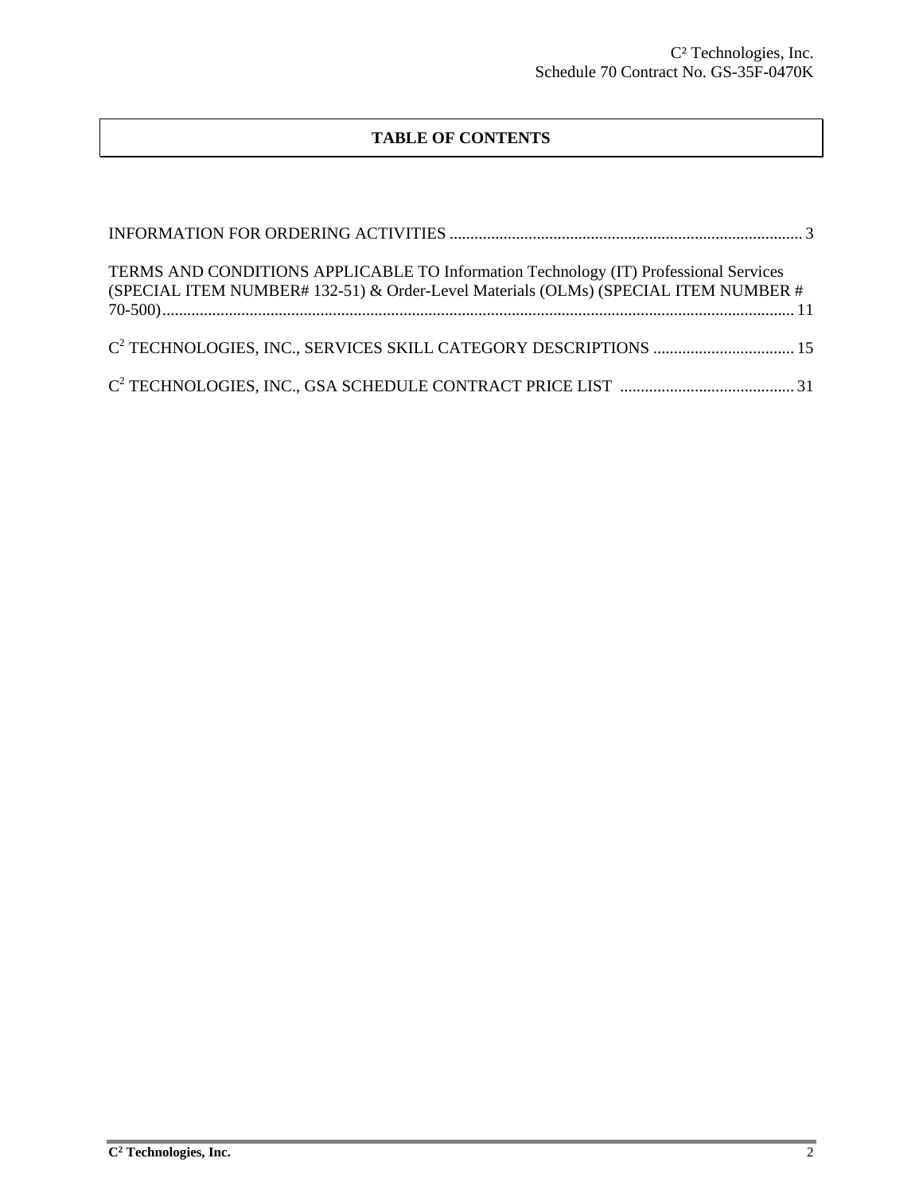## TABLE OF CONTENTS

INFORMATION FOR ORDERING ACTIVITIES ..................................................................................... 3

TERMS AND CONDITIONS APPLICABLE TO Information Technology (IT) Professional Services (SPECIAL ITEM NUMBER# 132-51) & Order-Level Materials (OLMs) (SPECIAL ITEM NUMBER # 70-500)........................................................................................................................................ 11

C² TECHNOLOGIES, INC., SERVICES SKILL CATEGORY DESCRIPTIONS .................................. 15

C² TECHNOLOGIES, INC., GSA SCHEDULE CONTRACT PRICE LIST .......................................... 31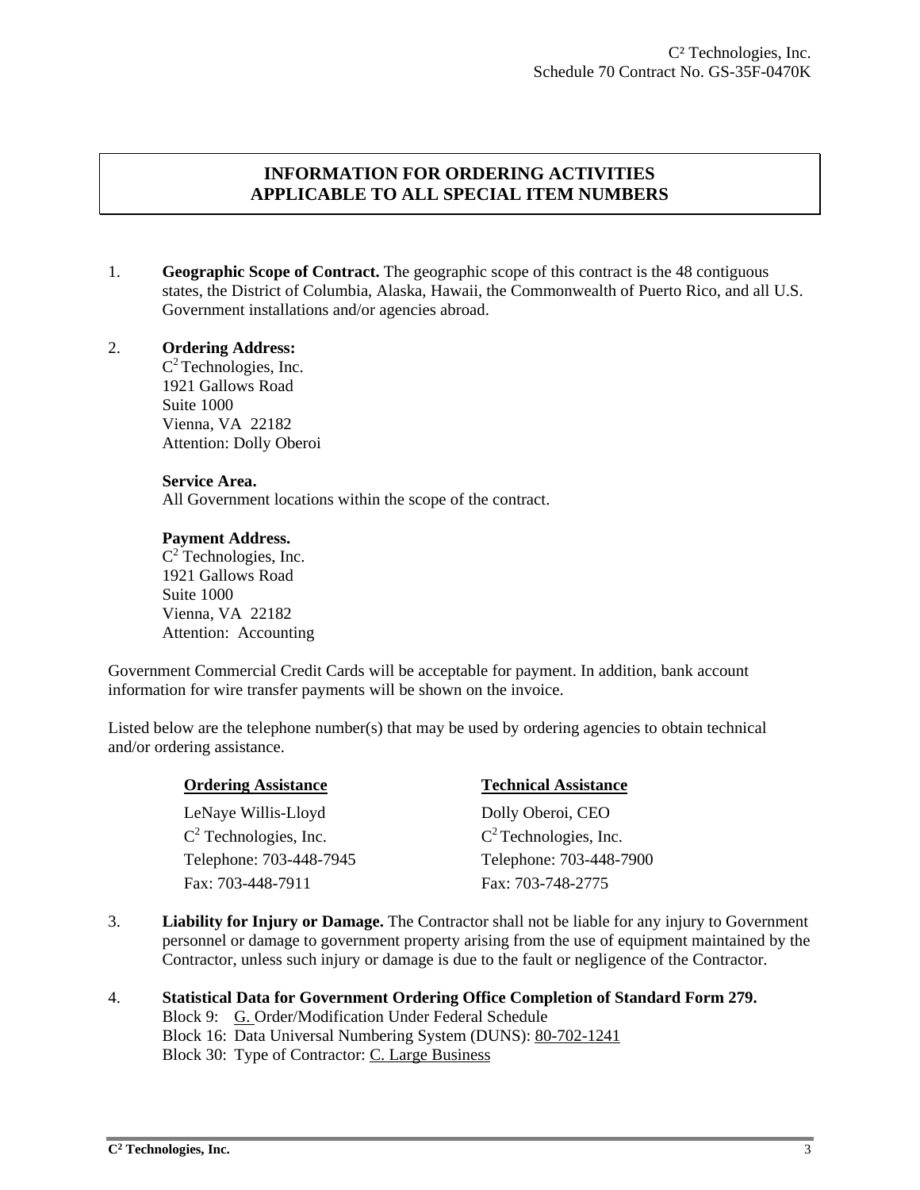## INFORMATION FOR ORDERING ACTIVITIES APPLICABLE TO ALL SPECIAL ITEM NUMBERS

1. **Geographic Scope of Contract.** The geographic scope of this contract is the 48 contiguous states, the District of Columbia, Alaska, Hawaii, the Commonwealth of Puerto Rico, and all U.S. Government installations and/or agencies abroad.

2. **Ordering Address:**
   C$^2$ Technologies, Inc.
   1921 Gallows Road
   Suite 1000
   Vienna, VA 22182
   Attention: Dolly Oberoi

   **Service Area.**
   All Government locations within the scope of the contract.

   **Payment Address.**
   C$^2$ Technologies, Inc.
   1921 Gallows Road
   Suite 1000
   Vienna, VA 22182
   Attention: Accounting

Government Commercial Credit Cards will be acceptable for payment. In addition, bank account information for wire transfer payments will be shown on the invoice.

Listed below are the telephone number(s) that may be used by ordering agencies to obtain technical and/or ordering assistance.

| Ordering Assistance | Technical Assistance |
|---|---|
| LeNaye Willis-Lloyd | Dolly Oberoi, CEO |
| C$^2$ Technologies, Inc. | C$^2$ Technologies, Inc. |
| Telephone: 703-448-7945 | Telephone: 703-448-7900 |
| Fax: 703-448-7911 | Fax: 703-748-2775 |

3. **Liability for Injury or Damage.** The Contractor shall not be liable for any injury to Government personnel or damage to government property arising from the use of equipment maintained by the Contractor, unless such injury or damage is due to the fault or negligence of the Contractor.

4. **Statistical Data for Government Ordering Office Completion of Standard Form 279.**
   Block 9: G. Order/Modification Under Federal Schedule
   Block 16: Data Universal Numbering System (DUNS): 80-702-1241
   Block 30: Type of Contractor: C. Large Business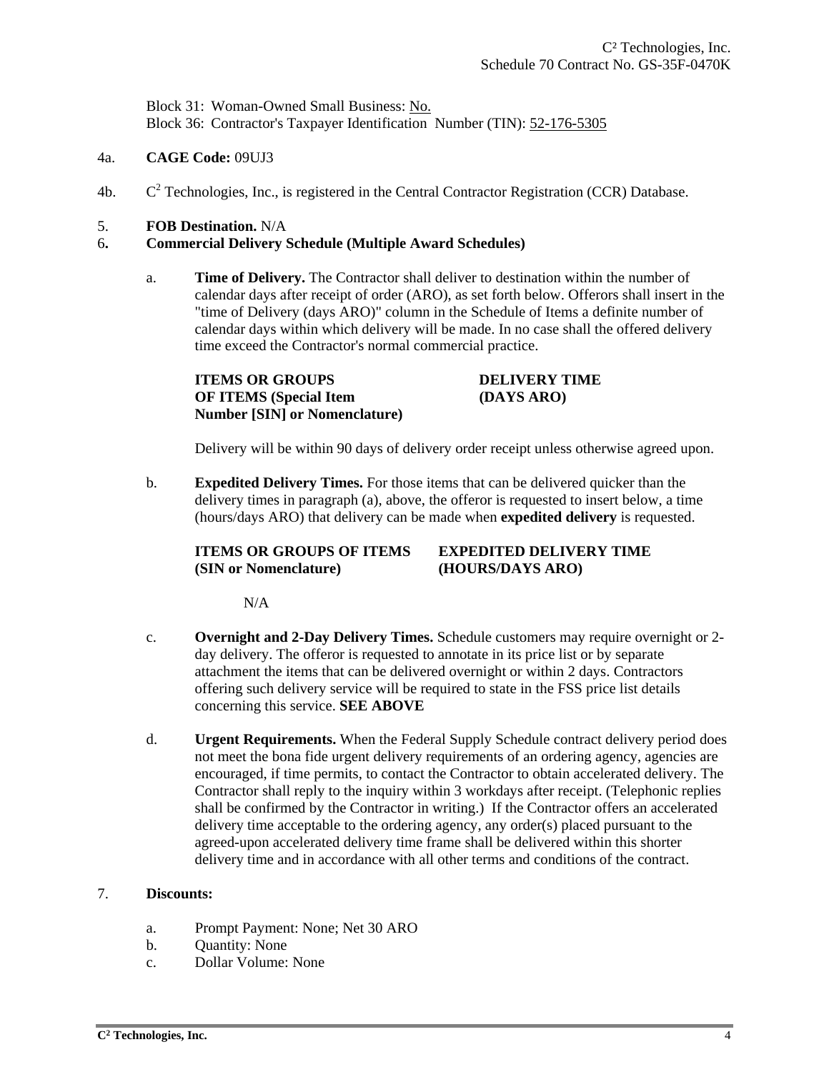Block 31: Woman-Owned Small Business: No.
Block 36: Contractor's Taxpayer Identification Number (TIN): 52-176-5305

4a. **CAGE Code:** 09UJ3

4b. C$^2$ Technologies, Inc., is registered in the Central Contractor Registration (CCR) Database.

5. **FOB Destination.** N/A

6. **Commercial Delivery Schedule (Multiple Award Schedules)**

a. **Time of Delivery.** The Contractor shall deliver to destination within the number of calendar days after receipt of order (ARO), as set forth below. Offerors shall insert in the "time of Delivery (days ARO)" column in the Schedule of Items a definite number of calendar days within which delivery will be made. In no case shall the offered delivery time exceed the Contractor's normal commercial practice.

| ITEMS OR GROUPS OF ITEMS (Special Item Number [SIN] or Nomenclature) | DELIVERY TIME (DAYS ARO) |
|---|---|

Delivery will be within 90 days of delivery order receipt unless otherwise agreed upon.

b. **Expedited Delivery Times.** For those items that can be delivered quicker than the delivery times in paragraph (a), above, the offeror is requested to insert below, a time (hours/days ARO) that delivery can be made when **expedited delivery** is requested.

| ITEMS OR GROUPS OF ITEMS (SIN or Nomenclature) | EXPEDITED DELIVERY TIME (HOURS/DAYS ARO) |
|---|---|
| N/A | |

c. **Overnight and 2-Day Delivery Times.** Schedule customers may require overnight or 2-day delivery. The offeror is requested to annotate in its price list or by separate attachment the items that can be delivered overnight or within 2 days. Contractors offering such delivery service will be required to state in the FSS price list details concerning this service. **SEE ABOVE**

d. **Urgent Requirements.** When the Federal Supply Schedule contract delivery period does not meet the bona fide urgent delivery requirements of an ordering agency, agencies are encouraged, if time permits, to contact the Contractor to obtain accelerated delivery. The Contractor shall reply to the inquiry within 3 workdays after receipt. (Telephonic replies shall be confirmed by the Contractor in writing.) If the Contractor offers an accelerated delivery time acceptable to the ordering agency, any order(s) placed pursuant to the agreed-upon accelerated delivery time frame shall be delivered within this shorter delivery time and in accordance with all other terms and conditions of the contract.

7. **Discounts:**

a. Prompt Payment: None; Net 30 ARO
b. Quantity: None
c. Dollar Volume: None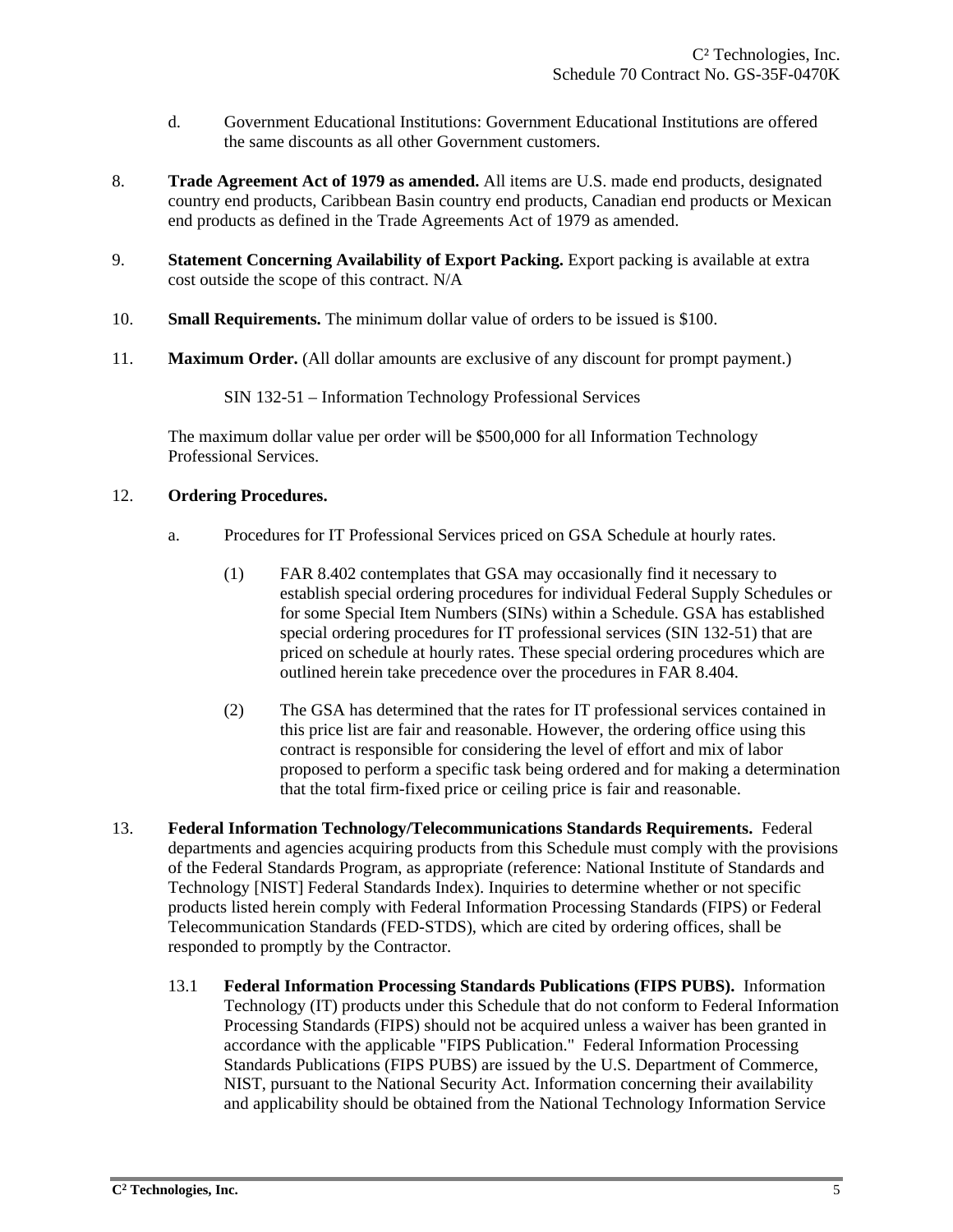d. Government Educational Institutions: Government Educational Institutions are offered the same discounts as all other Government customers.

8. **Trade Agreement Act of 1979 as amended.** All items are U.S. made end products, designated country end products, Caribbean Basin country end products, Canadian end products or Mexican end products as defined in the Trade Agreements Act of 1979 as amended.

9. **Statement Concerning Availability of Export Packing.** Export packing is available at extra cost outside the scope of this contract. N/A

10. **Small Requirements.** The minimum dollar value of orders to be issued is $100.

11. **Maximum Order.** (All dollar amounts are exclusive of any discount for prompt payment.)

    SIN 132-51 – Information Technology Professional Services

    The maximum dollar value per order will be $500,000 for all Information Technology Professional Services.

12. **Ordering Procedures.**

    a. Procedures for IT Professional Services priced on GSA Schedule at hourly rates.

        (1) FAR 8.402 contemplates that GSA may occasionally find it necessary to establish special ordering procedures for individual Federal Supply Schedules or for some Special Item Numbers (SINs) within a Schedule. GSA has established special ordering procedures for IT professional services (SIN 132-51) that are priced on schedule at hourly rates. These special ordering procedures which are outlined herein take precedence over the procedures in FAR 8.404.

        (2) The GSA has determined that the rates for IT professional services contained in this price list are fair and reasonable. However, the ordering office using this contract is responsible for considering the level of effort and mix of labor proposed to perform a specific task being ordered and for making a determination that the total firm-fixed price or ceiling price is fair and reasonable.

13. **Federal Information Technology/Telecommunications Standards Requirements.** Federal departments and agencies acquiring products from this Schedule must comply with the provisions of the Federal Standards Program, as appropriate (reference: National Institute of Standards and Technology [NIST] Federal Standards Index). Inquiries to determine whether or not specific products listed herein comply with Federal Information Processing Standards (FIPS) or Federal Telecommunication Standards (FED-STDS), which are cited by ordering offices, shall be responded to promptly by the Contractor.

    13.1 **Federal Information Processing Standards Publications (FIPS PUBS).** Information Technology (IT) products under this Schedule that do not conform to Federal Information Processing Standards (FIPS) should not be acquired unless a waiver has been granted in accordance with the applicable "FIPS Publication." Federal Information Processing Standards Publications (FIPS PUBS) are issued by the U.S. Department of Commerce, NIST, pursuant to the National Security Act. Information concerning their availability and applicability should be obtained from the National Technology Information Service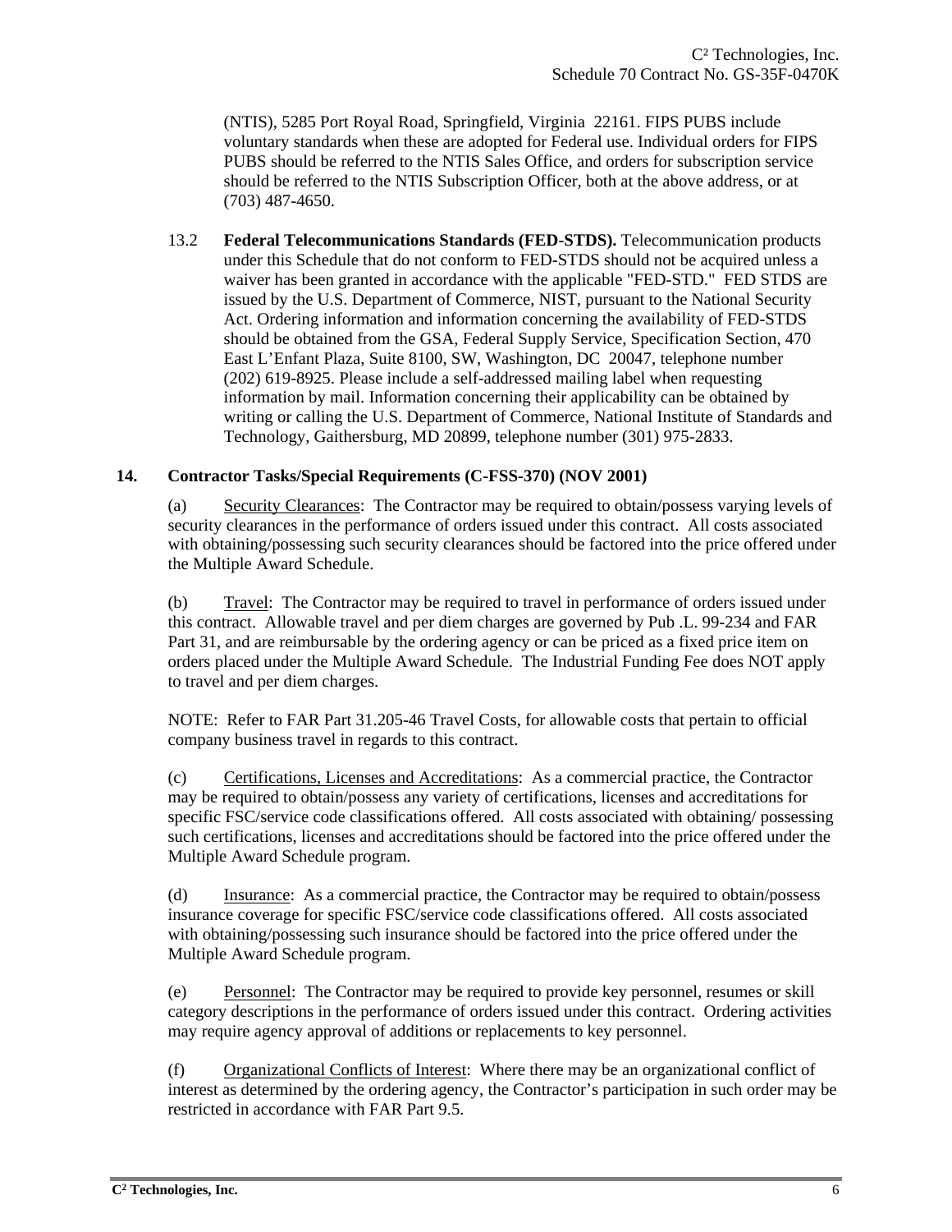(NTIS), 5285 Port Royal Road, Springfield, Virginia 22161. FIPS PUBS include voluntary standards when these are adopted for Federal use. Individual orders for FIPS PUBS should be referred to the NTIS Sales Office, and orders for subscription service should be referred to the NTIS Subscription Officer, both at the above address, or at (703) 487-4650.

13.2 **Federal Telecommunications Standards (FED-STDS).** Telecommunication products under this Schedule that do not conform to FED-STDS should not be acquired unless a waiver has been granted in accordance with the applicable "FED-STD." FED STDS are issued by the U.S. Department of Commerce, NIST, pursuant to the National Security Act. Ordering information and information concerning the availability of FED-STDS should be obtained from the GSA, Federal Supply Service, Specification Section, 470 East L'Enfant Plaza, Suite 8100, SW, Washington, DC 20047, telephone number (202) 619-8925. Please include a self-addressed mailing label when requesting information by mail. Information concerning their applicability can be obtained by writing or calling the U.S. Department of Commerce, National Institute of Standards and Technology, Gaithersburg, MD 20899, telephone number (301) 975-2833.

## 14. Contractor Tasks/Special Requirements (C-FSS-370) (NOV 2001)

(a) Security Clearances: The Contractor may be required to obtain/possess varying levels of security clearances in the performance of orders issued under this contract. All costs associated with obtaining/possessing such security clearances should be factored into the price offered under the Multiple Award Schedule.

(b) Travel: The Contractor may be required to travel in performance of orders issued under this contract. Allowable travel and per diem charges are governed by Pub .L. 99-234 and FAR Part 31, and are reimbursable by the ordering agency or can be priced as a fixed price item on orders placed under the Multiple Award Schedule. The Industrial Funding Fee does NOT apply to travel and per diem charges.

NOTE: Refer to FAR Part 31.205-46 Travel Costs, for allowable costs that pertain to official company business travel in regards to this contract.

(c) Certifications, Licenses and Accreditations: As a commercial practice, the Contractor may be required to obtain/possess any variety of certifications, licenses and accreditations for specific FSC/service code classifications offered. All costs associated with obtaining/ possessing such certifications, licenses and accreditations should be factored into the price offered under the Multiple Award Schedule program.

(d) Insurance: As a commercial practice, the Contractor may be required to obtain/possess insurance coverage for specific FSC/service code classifications offered. All costs associated with obtaining/possessing such insurance should be factored into the price offered under the Multiple Award Schedule program.

(e) Personnel: The Contractor may be required to provide key personnel, resumes or skill category descriptions in the performance of orders issued under this contract. Ordering activities may require agency approval of additions or replacements to key personnel.

(f) Organizational Conflicts of Interest: Where there may be an organizational conflict of interest as determined by the ordering agency, the Contractor's participation in such order may be restricted in accordance with FAR Part 9.5.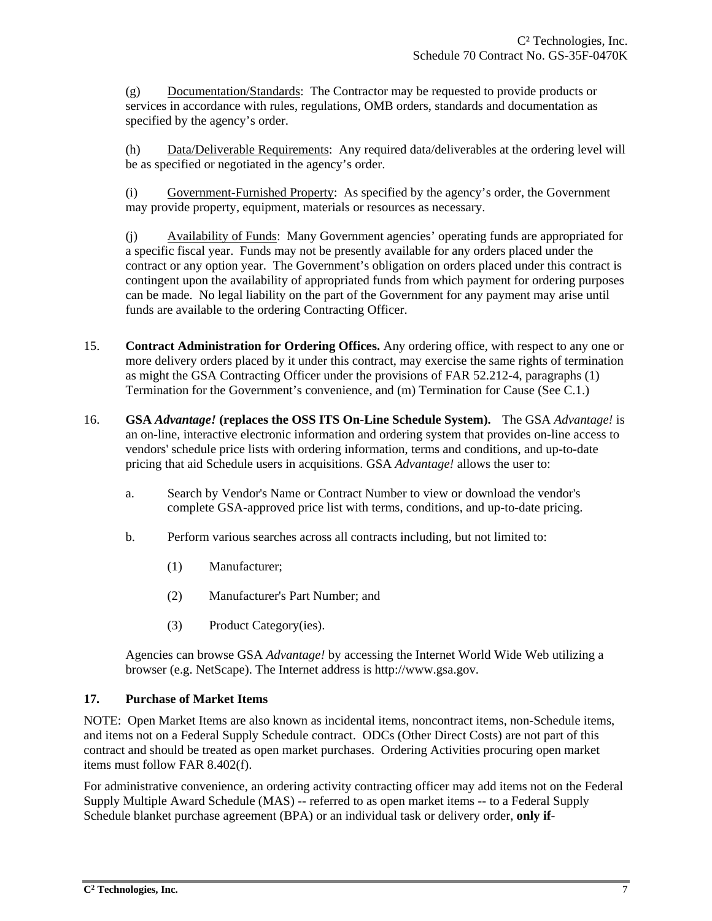(g) Documentation/Standards: The Contractor may be requested to provide products or services in accordance with rules, regulations, OMB orders, standards and documentation as specified by the agency's order.

(h) Data/Deliverable Requirements: Any required data/deliverables at the ordering level will be as specified or negotiated in the agency's order.

(i) Government-Furnished Property: As specified by the agency's order, the Government may provide property, equipment, materials or resources as necessary.

(j) Availability of Funds: Many Government agencies' operating funds are appropriated for a specific fiscal year. Funds may not be presently available for any orders placed under the contract or any option year. The Government's obligation on orders placed under this contract is contingent upon the availability of appropriated funds from which payment for ordering purposes can be made. No legal liability on the part of the Government for any payment may arise until funds are available to the ordering Contracting Officer.

15. **Contract Administration for Ordering Offices.** Any ordering office, with respect to any one or more delivery orders placed by it under this contract, may exercise the same rights of termination as might the GSA Contracting Officer under the provisions of FAR 52.212-4, paragraphs (1) Termination for the Government's convenience, and (m) Termination for Cause (See C.1.)

16. **GSA *Advantage!* (replaces the OSS ITS On-Line Schedule System).** The GSA *Advantage!* is an on-line, interactive electronic information and ordering system that provides on-line access to vendors' schedule price lists with ordering information, terms and conditions, and up-to-date pricing that aid Schedule users in acquisitions. GSA *Advantage!* allows the user to:

   a. Search by Vendor's Name or Contract Number to view or download the vendor's complete GSA-approved price list with terms, conditions, and up-to-date pricing.

   b. Perform various searches across all contracts including, but not limited to:

      (1) Manufacturer;

      (2) Manufacturer's Part Number; and

      (3) Product Category(ies).

   Agencies can browse GSA *Advantage!* by accessing the Internet World Wide Web utilizing a browser (e.g. NetScape). The Internet address is http://www.gsa.gov.

**17. Purchase of Market Items**

NOTE: Open Market Items are also known as incidental items, noncontract items, non-Schedule items, and items not on a Federal Supply Schedule contract. ODCs (Other Direct Costs) are not part of this contract and should be treated as open market purchases. Ordering Activities procuring open market items must follow FAR 8.402(f).

For administrative convenience, an ordering activity contracting officer may add items not on the Federal Supply Multiple Award Schedule (MAS) -- referred to as open market items -- to a Federal Supply Schedule blanket purchase agreement (BPA) or an individual task or delivery order, **only if**-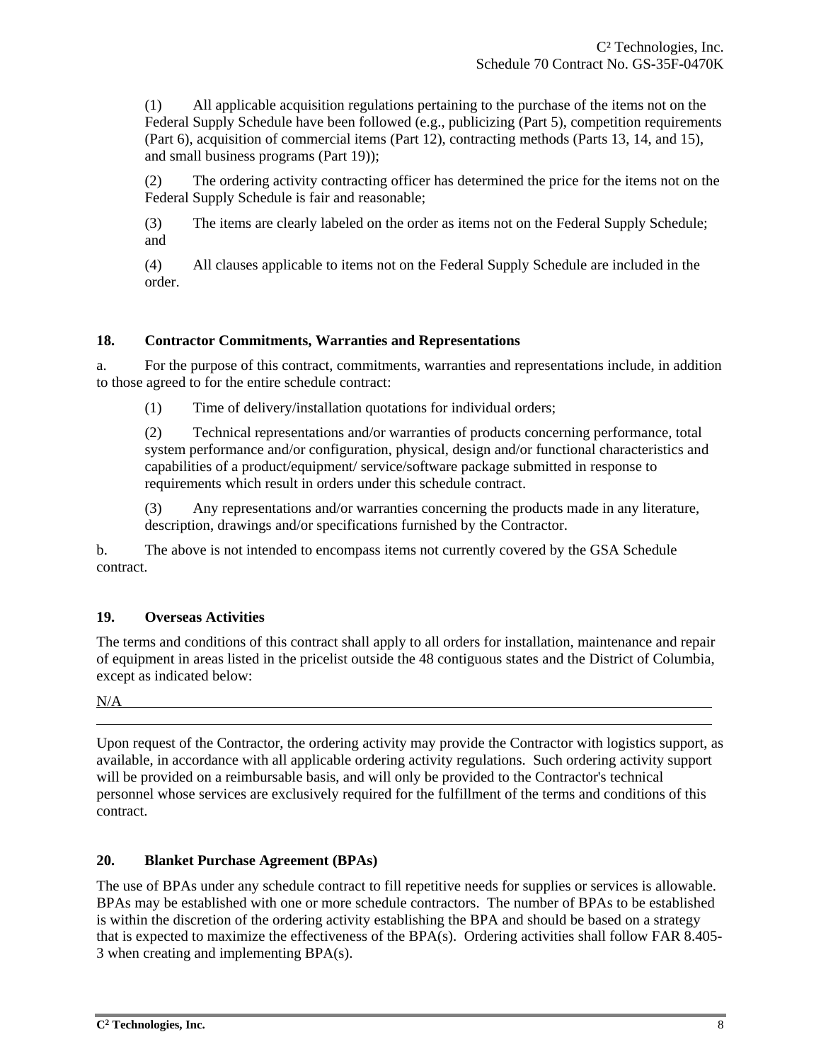(1) All applicable acquisition regulations pertaining to the purchase of the items not on the Federal Supply Schedule have been followed (e.g., publicizing (Part 5), competition requirements (Part 6), acquisition of commercial items (Part 12), contracting methods (Parts 13, 14, and 15), and small business programs (Part 19));

(2) The ordering activity contracting officer has determined the price for the items not on the Federal Supply Schedule is fair and reasonable;

(3) The items are clearly labeled on the order as items not on the Federal Supply Schedule; and

(4) All clauses applicable to items not on the Federal Supply Schedule are included in the order.

## 18. Contractor Commitments, Warranties and Representations

a. For the purpose of this contract, commitments, warranties and representations include, in addition to those agreed to for the entire schedule contract:

(1) Time of delivery/installation quotations for individual orders;

(2) Technical representations and/or warranties of products concerning performance, total system performance and/or configuration, physical, design and/or functional characteristics and capabilities of a product/equipment/ service/software package submitted in response to requirements which result in orders under this schedule contract.

(3) Any representations and/or warranties concerning the products made in any literature, description, drawings and/or specifications furnished by the Contractor.

b. The above is not intended to encompass items not currently covered by the GSA Schedule contract.

## 19. Overseas Activities

The terms and conditions of this contract shall apply to all orders for installation, maintenance and repair of equipment in areas listed in the pricelist outside the 48 contiguous states and the District of Columbia, except as indicated below:

N/A

Upon request of the Contractor, the ordering activity may provide the Contractor with logistics support, as available, in accordance with all applicable ordering activity regulations. Such ordering activity support will be provided on a reimbursable basis, and will only be provided to the Contractor's technical personnel whose services are exclusively required for the fulfillment of the terms and conditions of this contract.

## 20. Blanket Purchase Agreement (BPAs)

The use of BPAs under any schedule contract to fill repetitive needs for supplies or services is allowable. BPAs may be established with one or more schedule contractors. The number of BPAs to be established is within the discretion of the ordering activity establishing the BPA and should be based on a strategy that is expected to maximize the effectiveness of the BPA(s). Ordering activities shall follow FAR 8.405-3 when creating and implementing BPA(s).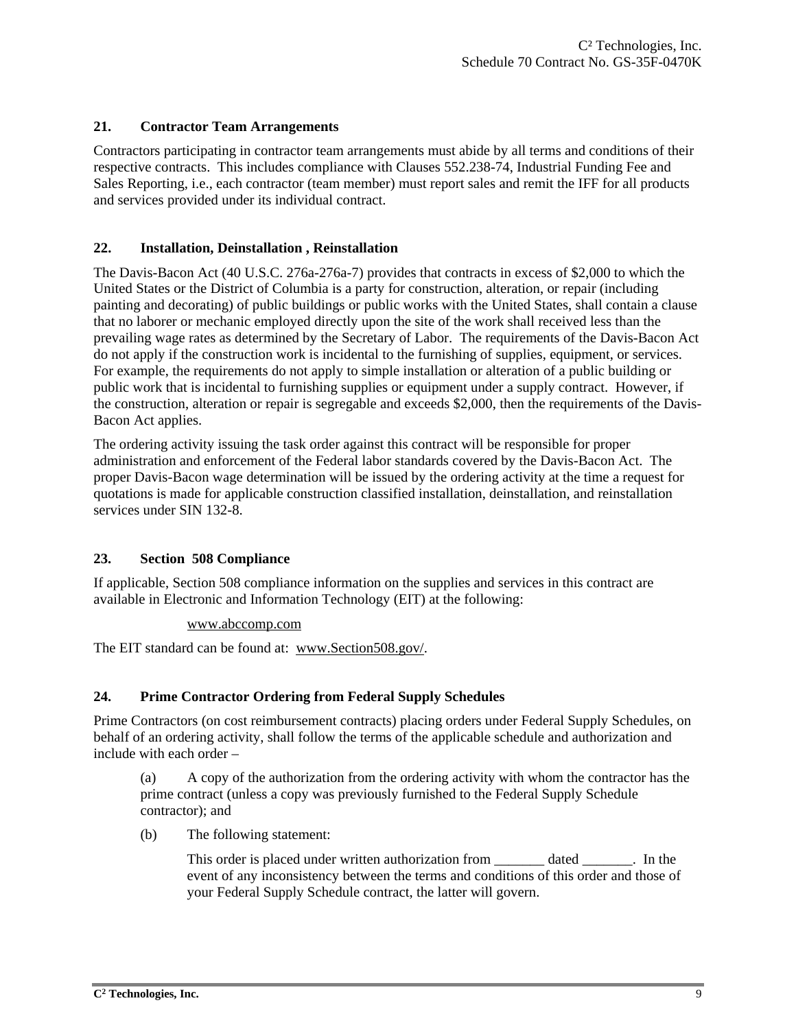## 21. Contractor Team Arrangements

Contractors participating in contractor team arrangements must abide by all terms and conditions of their respective contracts. This includes compliance with Clauses 552.238-74, Industrial Funding Fee and Sales Reporting, i.e., each contractor (team member) must report sales and remit the IFF for all products and services provided under its individual contract.

## 22. Installation, Deinstallation , Reinstallation

The Davis-Bacon Act (40 U.S.C. 276a-276a-7) provides that contracts in excess of $2,000 to which the United States or the District of Columbia is a party for construction, alteration, or repair (including painting and decorating) of public buildings or public works with the United States, shall contain a clause that no laborer or mechanic employed directly upon the site of the work shall received less than the prevailing wage rates as determined by the Secretary of Labor. The requirements of the Davis-Bacon Act do not apply if the construction work is incidental to the furnishing of supplies, equipment, or services. For example, the requirements do not apply to simple installation or alteration of a public building or public work that is incidental to furnishing supplies or equipment under a supply contract. However, if the construction, alteration or repair is segregable and exceeds $2,000, then the requirements of the Davis-Bacon Act applies.

The ordering activity issuing the task order against this contract will be responsible for proper administration and enforcement of the Federal labor standards covered by the Davis-Bacon Act. The proper Davis-Bacon wage determination will be issued by the ordering activity at the time a request for quotations is made for applicable construction classified installation, deinstallation, and reinstallation services under SIN 132-8.

## 23. Section 508 Compliance

If applicable, Section 508 compliance information on the supplies and services in this contract are available in Electronic and Information Technology (EIT) at the following:

www.abccomp.com

The EIT standard can be found at: www.Section508.gov/.

## 24. Prime Contractor Ordering from Federal Supply Schedules

Prime Contractors (on cost reimbursement contracts) placing orders under Federal Supply Schedules, on behalf of an ordering activity, shall follow the terms of the applicable schedule and authorization and include with each order –

(a) A copy of the authorization from the ordering activity with whom the contractor has the prime contract (unless a copy was previously furnished to the Federal Supply Schedule contractor); and

(b) The following statement:

> This order is placed under written authorization from _______ dated _______. In the event of any inconsistency between the terms and conditions of this order and those of your Federal Supply Schedule contract, the latter will govern.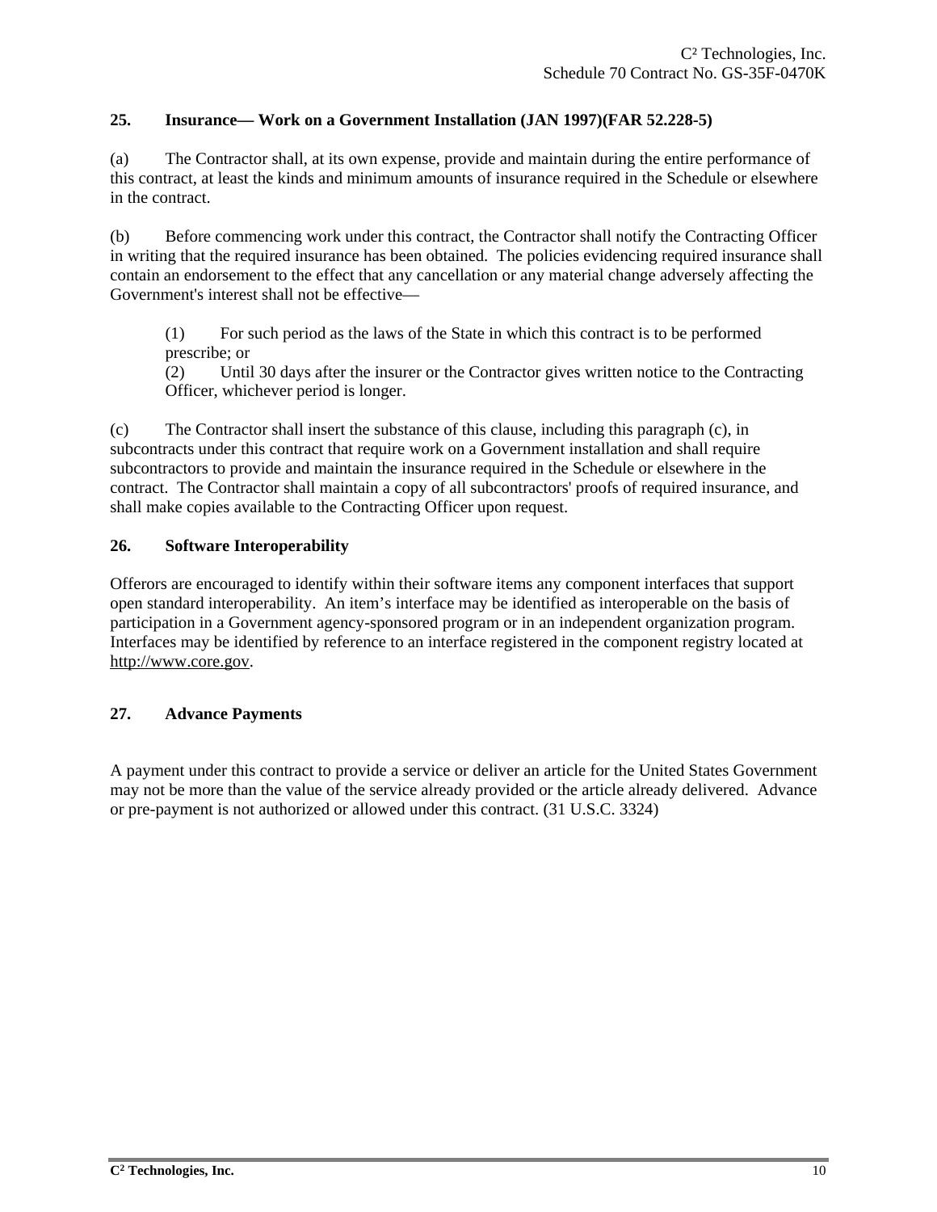## 25. Insurance— Work on a Government Installation (JAN 1997)(FAR 52.228-5)

(a) The Contractor shall, at its own expense, provide and maintain during the entire performance of this contract, at least the kinds and minimum amounts of insurance required in the Schedule or elsewhere in the contract.

(b) Before commencing work under this contract, the Contractor shall notify the Contracting Officer in writing that the required insurance has been obtained. The policies evidencing required insurance shall contain an endorsement to the effect that any cancellation or any material change adversely affecting the Government's interest shall not be effective—

> (1) For such period as the laws of the State in which this contract is to be performed prescribe; or
>
> (2) Until 30 days after the insurer or the Contractor gives written notice to the Contracting Officer, whichever period is longer.

(c) The Contractor shall insert the substance of this clause, including this paragraph (c), in subcontracts under this contract that require work on a Government installation and shall require subcontractors to provide and maintain the insurance required in the Schedule or elsewhere in the contract. The Contractor shall maintain a copy of all subcontractors' proofs of required insurance, and shall make copies available to the Contracting Officer upon request.

## 26. Software Interoperability

Offerors are encouraged to identify within their software items any component interfaces that support open standard interoperability. An item's interface may be identified as interoperable on the basis of participation in a Government agency-sponsored program or in an independent organization program. Interfaces may be identified by reference to an interface registered in the component registry located at http://www.core.gov.

## 27. Advance Payments

A payment under this contract to provide a service or deliver an article for the United States Government may not be more than the value of the service already provided or the article already delivered. Advance or pre-payment is not authorized or allowed under this contract. (31 U.S.C. 3324)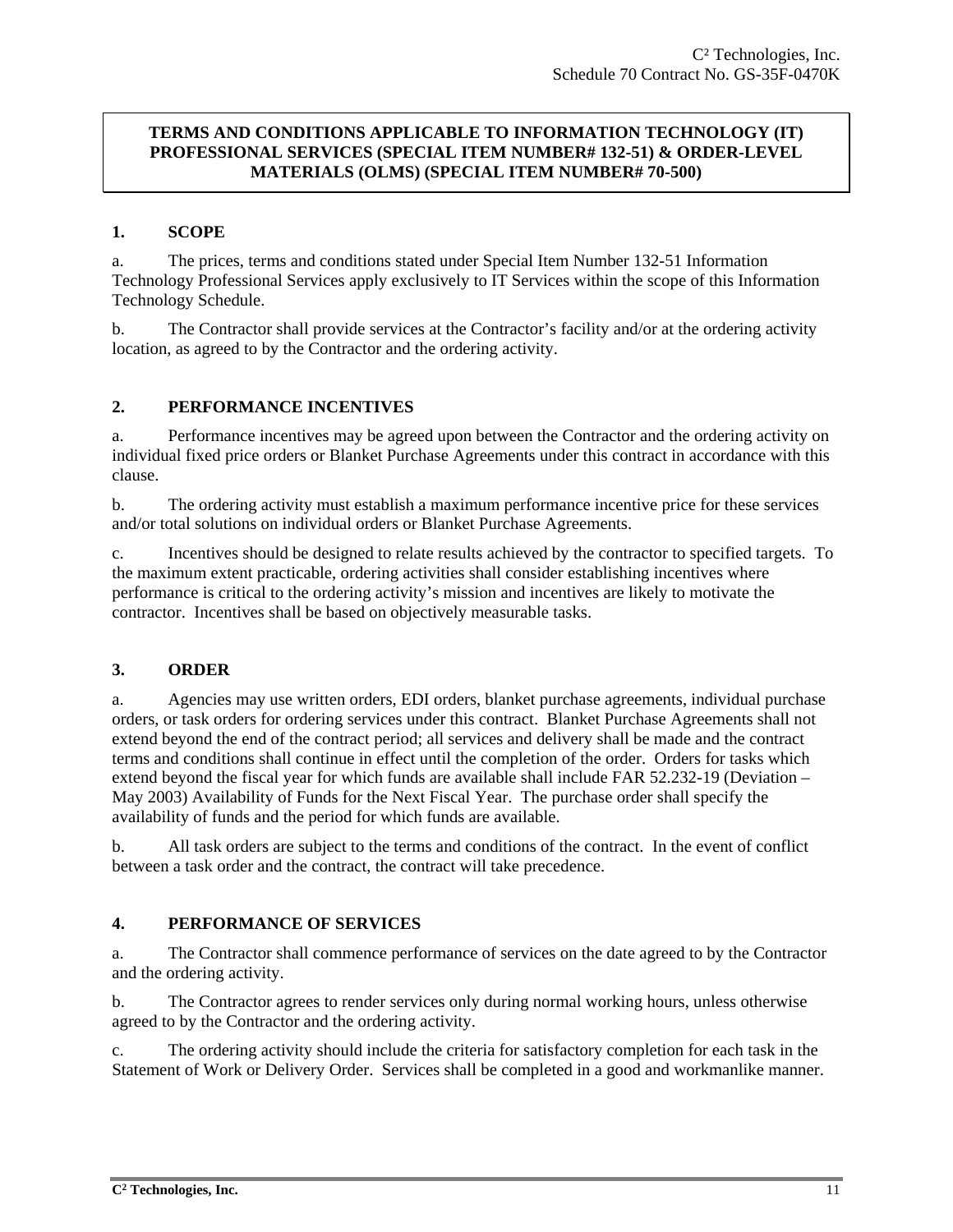**TERMS AND CONDITIONS APPLICABLE TO INFORMATION TECHNOLOGY (IT) PROFESSIONAL SERVICES (SPECIAL ITEM NUMBER# 132-51) & ORDER-LEVEL MATERIALS (OLMS) (SPECIAL ITEM NUMBER# 70-500)**

## 1. SCOPE

a. The prices, terms and conditions stated under Special Item Number 132-51 Information Technology Professional Services apply exclusively to IT Services within the scope of this Information Technology Schedule.

b. The Contractor shall provide services at the Contractor's facility and/or at the ordering activity location, as agreed to by the Contractor and the ordering activity.

## 2. PERFORMANCE INCENTIVES

a. Performance incentives may be agreed upon between the Contractor and the ordering activity on individual fixed price orders or Blanket Purchase Agreements under this contract in accordance with this clause.

b. The ordering activity must establish a maximum performance incentive price for these services and/or total solutions on individual orders or Blanket Purchase Agreements.

c. Incentives should be designed to relate results achieved by the contractor to specified targets. To the maximum extent practicable, ordering activities shall consider establishing incentives where performance is critical to the ordering activity's mission and incentives are likely to motivate the contractor. Incentives shall be based on objectively measurable tasks.

## 3. ORDER

a. Agencies may use written orders, EDI orders, blanket purchase agreements, individual purchase orders, or task orders for ordering services under this contract. Blanket Purchase Agreements shall not extend beyond the end of the contract period; all services and delivery shall be made and the contract terms and conditions shall continue in effect until the completion of the order. Orders for tasks which extend beyond the fiscal year for which funds are available shall include FAR 52.232-19 (Deviation – May 2003) Availability of Funds for the Next Fiscal Year. The purchase order shall specify the availability of funds and the period for which funds are available.

b. All task orders are subject to the terms and conditions of the contract. In the event of conflict between a task order and the contract, the contract will take precedence.

## 4. PERFORMANCE OF SERVICES

a. The Contractor shall commence performance of services on the date agreed to by the Contractor and the ordering activity.

b. The Contractor agrees to render services only during normal working hours, unless otherwise agreed to by the Contractor and the ordering activity.

c. The ordering activity should include the criteria for satisfactory completion for each task in the Statement of Work or Delivery Order. Services shall be completed in a good and workmanlike manner.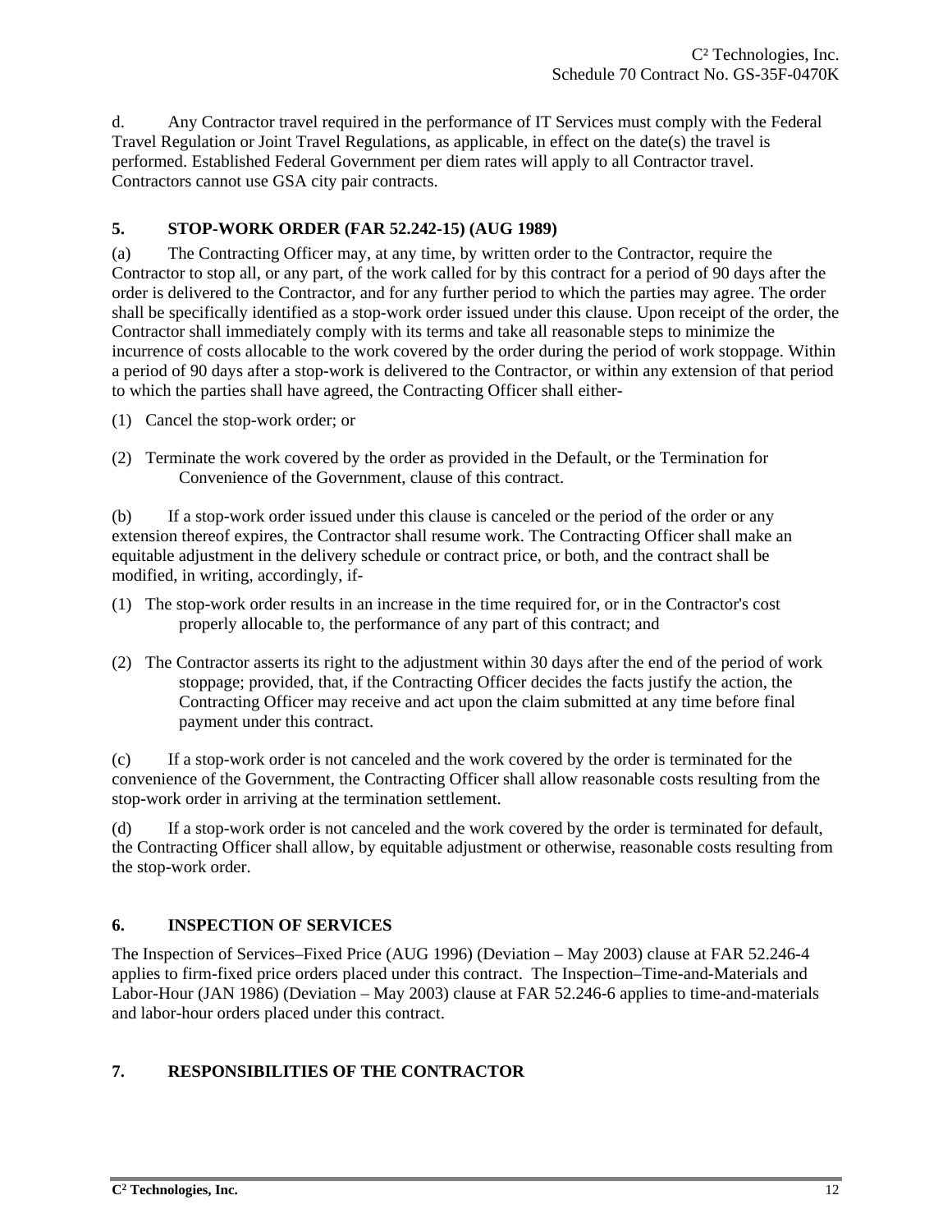d. Any Contractor travel required in the performance of IT Services must comply with the Federal Travel Regulation or Joint Travel Regulations, as applicable, in effect on the date(s) the travel is performed. Established Federal Government per diem rates will apply to all Contractor travel. Contractors cannot use GSA city pair contracts.

## 5. STOP-WORK ORDER (FAR 52.242-15) (AUG 1989)

(a) The Contracting Officer may, at any time, by written order to the Contractor, require the Contractor to stop all, or any part, of the work called for by this contract for a period of 90 days after the order is delivered to the Contractor, and for any further period to which the parties may agree. The order shall be specifically identified as a stop-work order issued under this clause. Upon receipt of the order, the Contractor shall immediately comply with its terms and take all reasonable steps to minimize the incurrence of costs allocable to the work covered by the order during the period of work stoppage. Within a period of 90 days after a stop-work is delivered to the Contractor, or within any extension of that period to which the parties shall have agreed, the Contracting Officer shall either-

(1) Cancel the stop-work order; or

(2) Terminate the work covered by the order as provided in the Default, or the Termination for Convenience of the Government, clause of this contract.

(b) If a stop-work order issued under this clause is canceled or the period of the order or any extension thereof expires, the Contractor shall resume work. The Contracting Officer shall make an equitable adjustment in the delivery schedule or contract price, or both, and the contract shall be modified, in writing, accordingly, if-

(1) The stop-work order results in an increase in the time required for, or in the Contractor's cost properly allocable to, the performance of any part of this contract; and

(2) The Contractor asserts its right to the adjustment within 30 days after the end of the period of work stoppage; provided, that, if the Contracting Officer decides the facts justify the action, the Contracting Officer may receive and act upon the claim submitted at any time before final payment under this contract.

(c) If a stop-work order is not canceled and the work covered by the order is terminated for the convenience of the Government, the Contracting Officer shall allow reasonable costs resulting from the stop-work order in arriving at the termination settlement.

(d) If a stop-work order is not canceled and the work covered by the order is terminated for default, the Contracting Officer shall allow, by equitable adjustment or otherwise, reasonable costs resulting from the stop-work order.

## 6. INSPECTION OF SERVICES

The Inspection of Services–Fixed Price (AUG 1996) (Deviation – May 2003) clause at FAR 52.246-4 applies to firm-fixed price orders placed under this contract. The Inspection–Time-and-Materials and Labor-Hour (JAN 1986) (Deviation – May 2003) clause at FAR 52.246-6 applies to time-and-materials and labor-hour orders placed under this contract.

## 7. RESPONSIBILITIES OF THE CONTRACTOR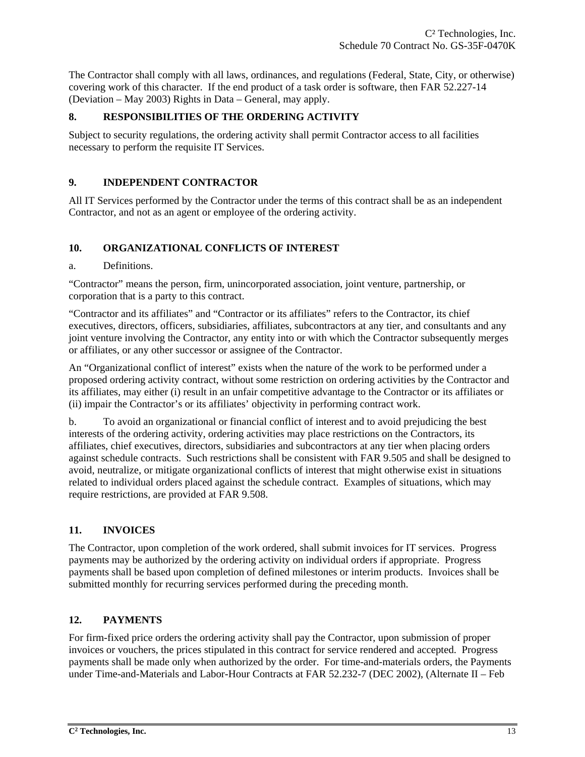The Contractor shall comply with all laws, ordinances, and regulations (Federal, State, City, or otherwise) covering work of this character. If the end product of a task order is software, then FAR 52.227-14 (Deviation – May 2003) Rights in Data – General, may apply.

## 8. RESPONSIBILITIES OF THE ORDERING ACTIVITY

Subject to security regulations, the ordering activity shall permit Contractor access to all facilities necessary to perform the requisite IT Services.

## 9. INDEPENDENT CONTRACTOR

All IT Services performed by the Contractor under the terms of this contract shall be as an independent Contractor, and not as an agent or employee of the ordering activity.

## 10. ORGANIZATIONAL CONFLICTS OF INTEREST

a. Definitions.

"Contractor" means the person, firm, unincorporated association, joint venture, partnership, or corporation that is a party to this contract.

"Contractor and its affiliates" and "Contractor or its affiliates" refers to the Contractor, its chief executives, directors, officers, subsidiaries, affiliates, subcontractors at any tier, and consultants and any joint venture involving the Contractor, any entity into or with which the Contractor subsequently merges or affiliates, or any other successor or assignee of the Contractor.

An "Organizational conflict of interest" exists when the nature of the work to be performed under a proposed ordering activity contract, without some restriction on ordering activities by the Contractor and its affiliates, may either (i) result in an unfair competitive advantage to the Contractor or its affiliates or (ii) impair the Contractor's or its affiliates' objectivity in performing contract work.

b. To avoid an organizational or financial conflict of interest and to avoid prejudicing the best interests of the ordering activity, ordering activities may place restrictions on the Contractors, its affiliates, chief executives, directors, subsidiaries and subcontractors at any tier when placing orders against schedule contracts. Such restrictions shall be consistent with FAR 9.505 and shall be designed to avoid, neutralize, or mitigate organizational conflicts of interest that might otherwise exist in situations related to individual orders placed against the schedule contract. Examples of situations, which may require restrictions, are provided at FAR 9.508.

## 11. INVOICES

The Contractor, upon completion of the work ordered, shall submit invoices for IT services. Progress payments may be authorized by the ordering activity on individual orders if appropriate. Progress payments shall be based upon completion of defined milestones or interim products. Invoices shall be submitted monthly for recurring services performed during the preceding month.

## 12. PAYMENTS

For firm-fixed price orders the ordering activity shall pay the Contractor, upon submission of proper invoices or vouchers, the prices stipulated in this contract for service rendered and accepted. Progress payments shall be made only when authorized by the order. For time-and-materials orders, the Payments under Time-and-Materials and Labor-Hour Contracts at FAR 52.232-7 (DEC 2002), (Alternate II – Feb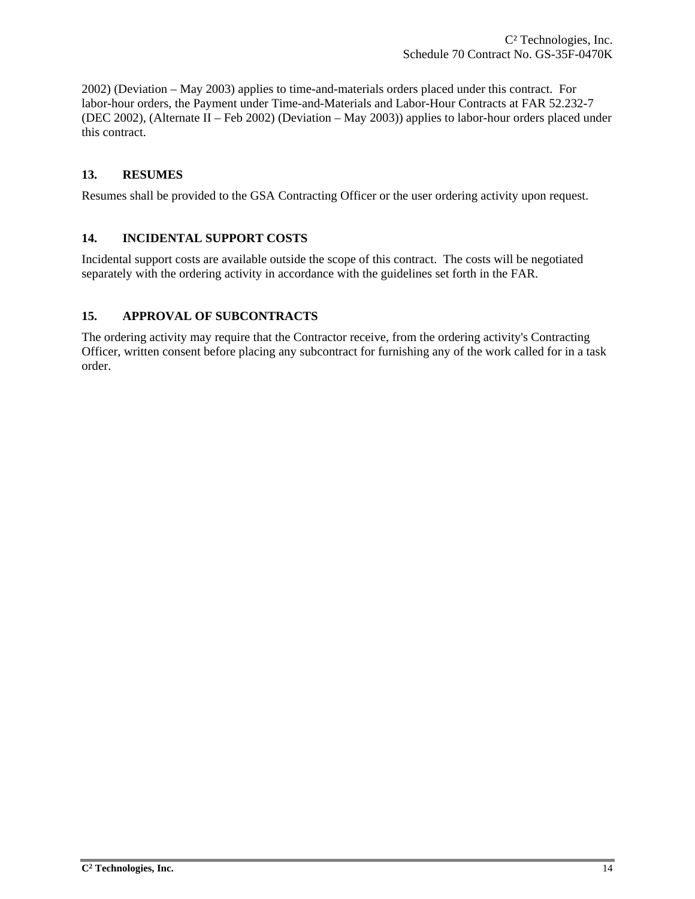2002) (Deviation – May 2003) applies to time-and-materials orders placed under this contract. For labor-hour orders, the Payment under Time-and-Materials and Labor-Hour Contracts at FAR 52.232-7 (DEC 2002), (Alternate II – Feb 2002) (Deviation – May 2003)) applies to labor-hour orders placed under this contract.

## 13. RESUMES

Resumes shall be provided to the GSA Contracting Officer or the user ordering activity upon request.

## 14. INCIDENTAL SUPPORT COSTS

Incidental support costs are available outside the scope of this contract. The costs will be negotiated separately with the ordering activity in accordance with the guidelines set forth in the FAR.

## 15. APPROVAL OF SUBCONTRACTS

The ordering activity may require that the Contractor receive, from the ordering activity's Contracting Officer, written consent before placing any subcontract for furnishing any of the work called for in a task order.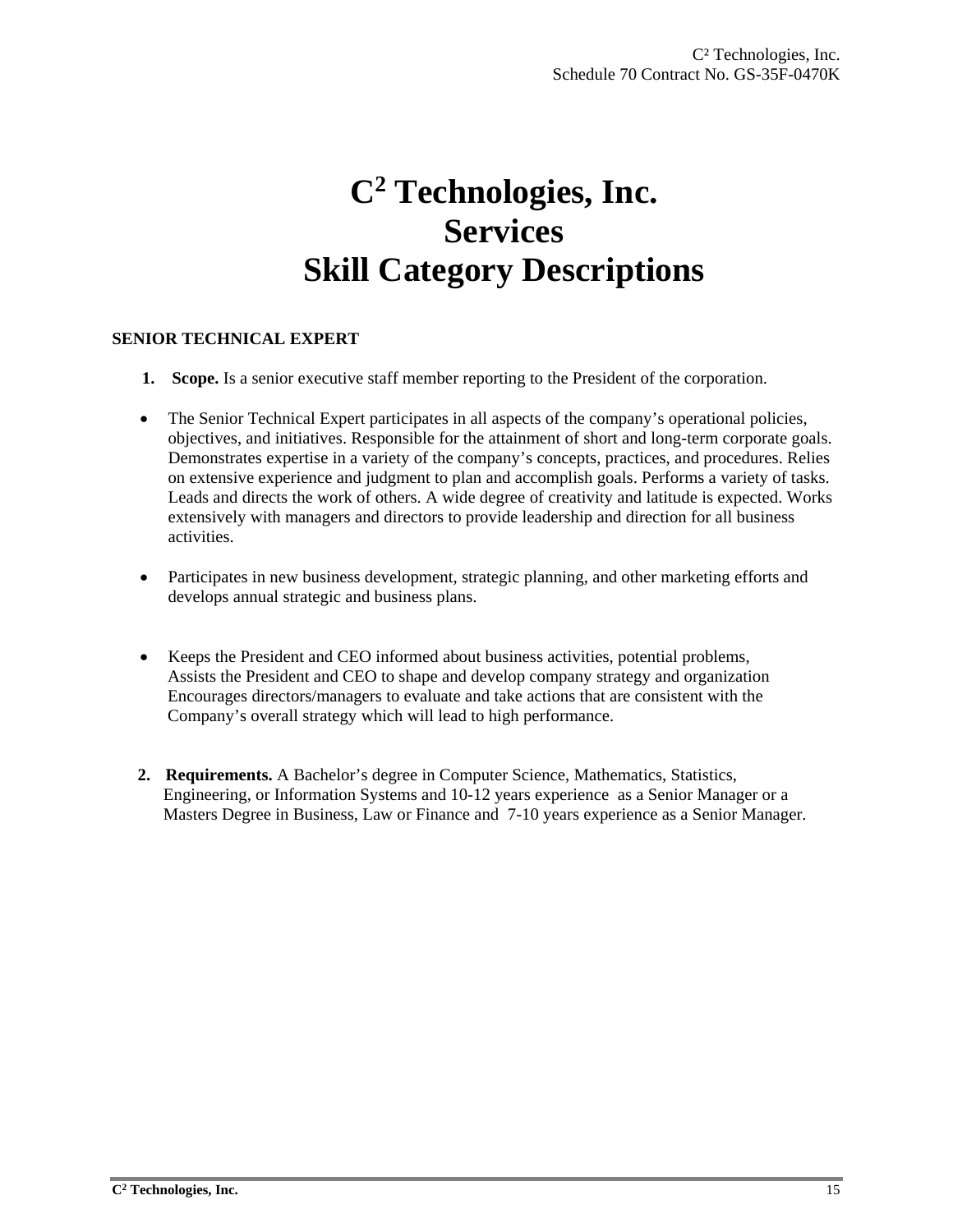# $C^2$ Technologies, Inc.
# Services
# Skill Category Descriptions

**SENIOR TECHNICAL EXPERT**

1. **Scope.** Is a senior executive staff member reporting to the President of the corporation.

- The Senior Technical Expert participates in all aspects of the company's operational policies, objectives, and initiatives. Responsible for the attainment of short and long-term corporate goals. Demonstrates expertise in a variety of the company's concepts, practices, and procedures. Relies on extensive experience and judgment to plan and accomplish goals. Performs a variety of tasks. Leads and directs the work of others. A wide degree of creativity and latitude is expected. Works extensively with managers and directors to provide leadership and direction for all business activities.

- Participates in new business development, strategic planning, and other marketing efforts and develops annual strategic and business plans.

- Keeps the President and CEO informed about business activities, potential problems, Assists the President and CEO to shape and develop company strategy and organization Encourages directors/managers to evaluate and take actions that are consistent with the Company's overall strategy which will lead to high performance.

2. **Requirements.** A Bachelor's degree in Computer Science, Mathematics, Statistics, Engineering, or Information Systems and 10-12 years experience as a Senior Manager or a Masters Degree in Business, Law or Finance and 7-10 years experience as a Senior Manager.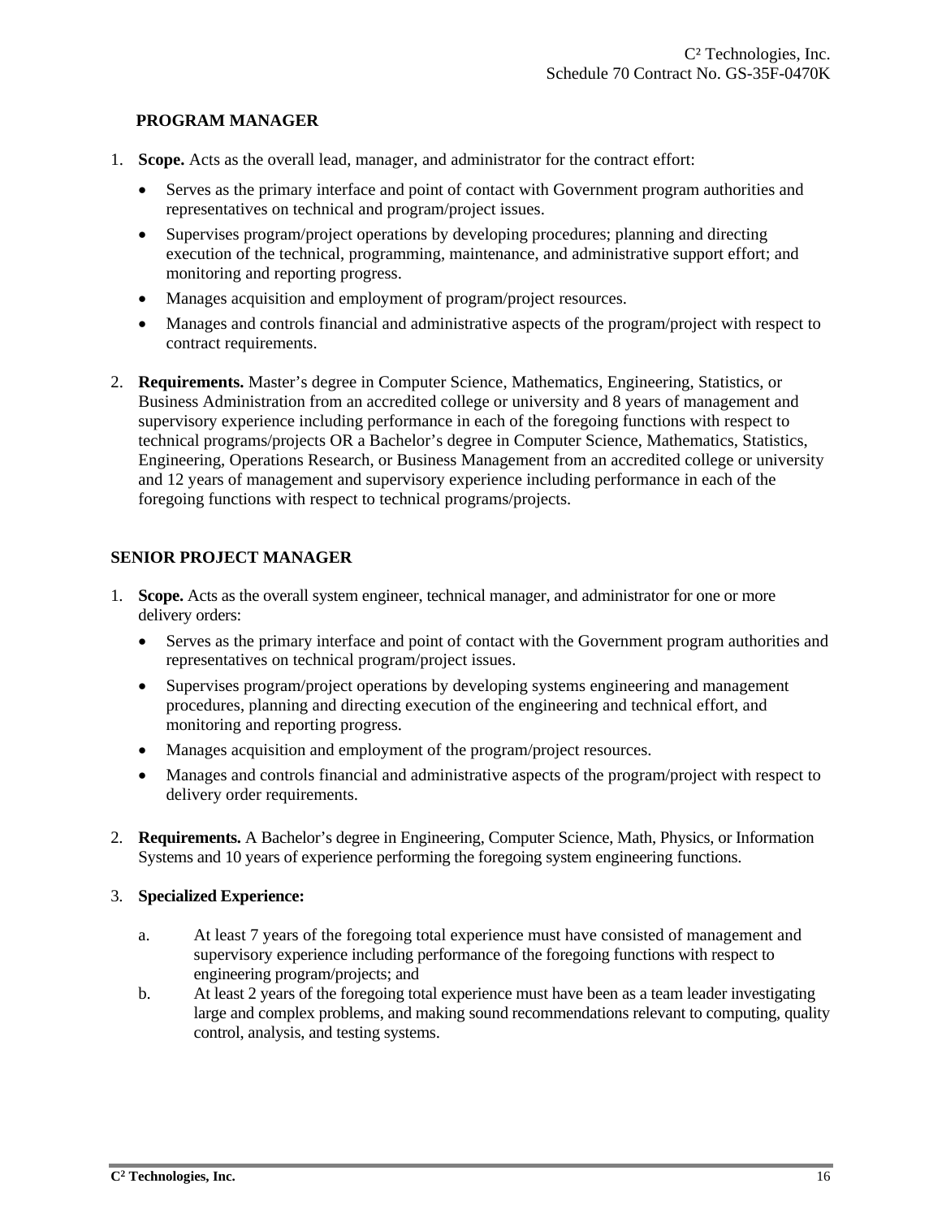## PROGRAM MANAGER

1. **Scope.** Acts as the overall lead, manager, and administrator for the contract effort:

   - Serves as the primary interface and point of contact with Government program authorities and representatives on technical and program/project issues.
   - Supervises program/project operations by developing procedures; planning and directing execution of the technical, programming, maintenance, and administrative support effort; and monitoring and reporting progress.
   - Manages acquisition and employment of program/project resources.
   - Manages and controls financial and administrative aspects of the program/project with respect to contract requirements.

2. **Requirements.** Master's degree in Computer Science, Mathematics, Engineering, Statistics, or Business Administration from an accredited college or university and 8 years of management and supervisory experience including performance in each of the foregoing functions with respect to technical programs/projects OR a Bachelor's degree in Computer Science, Mathematics, Statistics, Engineering, Operations Research, or Business Management from an accredited college or university and 12 years of management and supervisory experience including performance in each of the foregoing functions with respect to technical programs/projects.

## SENIOR PROJECT MANAGER

1. **Scope.** Acts as the overall system engineer, technical manager, and administrator for one or more delivery orders:

   - Serves as the primary interface and point of contact with the Government program authorities and representatives on technical program/project issues.
   - Supervises program/project operations by developing systems engineering and management procedures, planning and directing execution of the engineering and technical effort, and monitoring and reporting progress.
   - Manages acquisition and employment of the program/project resources.
   - Manages and controls financial and administrative aspects of the program/project with respect to delivery order requirements.

2. **Requirements.** A Bachelor's degree in Engineering, Computer Science, Math, Physics, or Information Systems and 10 years of experience performing the foregoing system engineering functions.

3. **Specialized Experience:**

   a. At least 7 years of the foregoing total experience must have consisted of management and supervisory experience including performance of the foregoing functions with respect to engineering program/projects; and

   b. At least 2 years of the foregoing total experience must have been as a team leader investigating large and complex problems, and making sound recommendations relevant to computing, quality control, analysis, and testing systems.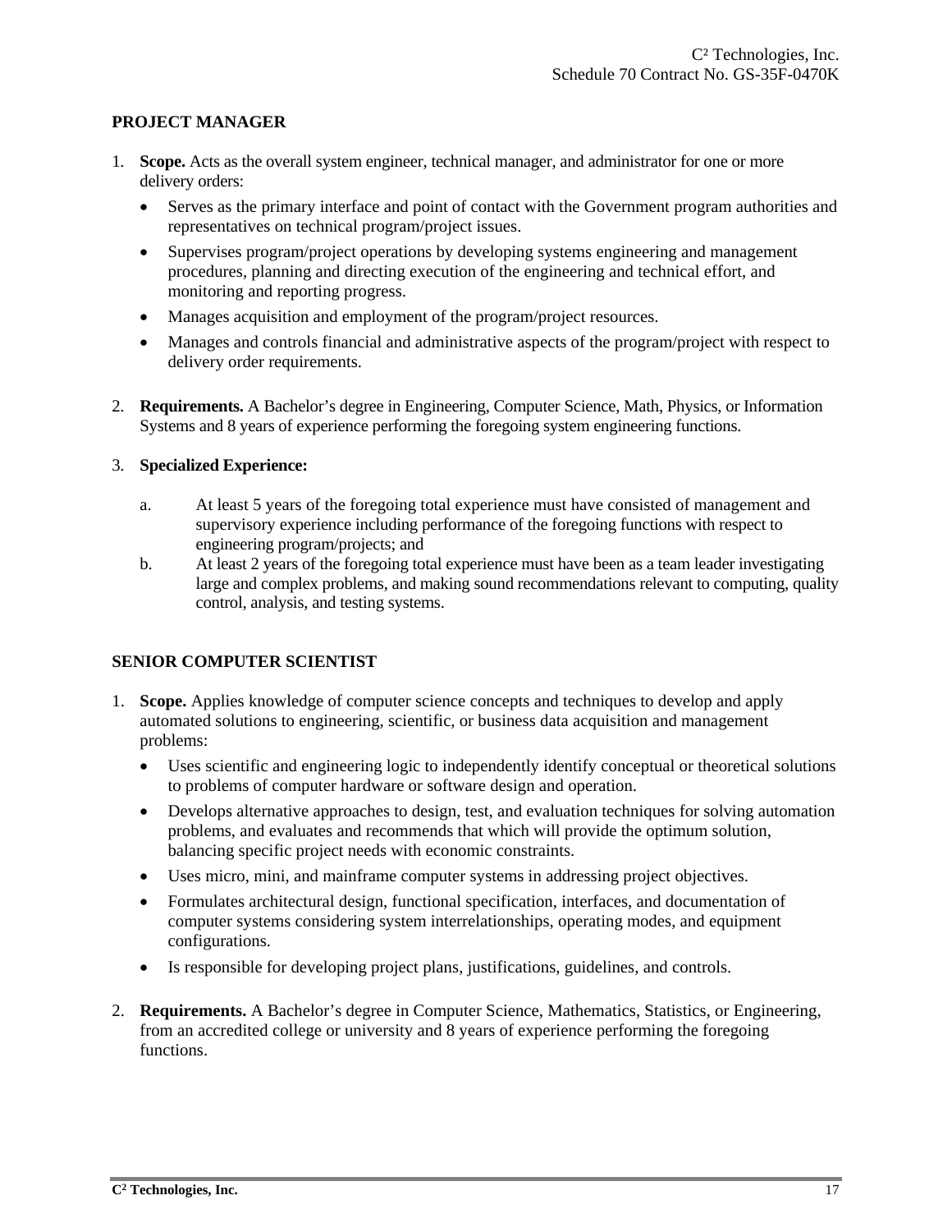## PROJECT MANAGER

1. **Scope.** Acts as the overall system engineer, technical manager, and administrator for one or more delivery orders:
   - Serves as the primary interface and point of contact with the Government program authorities and representatives on technical program/project issues.
   - Supervises program/project operations by developing systems engineering and management procedures, planning and directing execution of the engineering and technical effort, and monitoring and reporting progress.
   - Manages acquisition and employment of the program/project resources.
   - Manages and controls financial and administrative aspects of the program/project with respect to delivery order requirements.

2. **Requirements.** A Bachelor's degree in Engineering, Computer Science, Math, Physics, or Information Systems and 8 years of experience performing the foregoing system engineering functions.

3. **Specialized Experience:**

   a. At least 5 years of the foregoing total experience must have consisted of management and supervisory experience including performance of the foregoing functions with respect to engineering program/projects; and

   b. At least 2 years of the foregoing total experience must have been as a team leader investigating large and complex problems, and making sound recommendations relevant to computing, quality control, analysis, and testing systems.

## SENIOR COMPUTER SCIENTIST

1. **Scope.** Applies knowledge of computer science concepts and techniques to develop and apply automated solutions to engineering, scientific, or business data acquisition and management problems:
   - Uses scientific and engineering logic to independently identify conceptual or theoretical solutions to problems of computer hardware or software design and operation.
   - Develops alternative approaches to design, test, and evaluation techniques for solving automation problems, and evaluates and recommends that which will provide the optimum solution, balancing specific project needs with economic constraints.
   - Uses micro, mini, and mainframe computer systems in addressing project objectives.
   - Formulates architectural design, functional specification, interfaces, and documentation of computer systems considering system interrelationships, operating modes, and equipment configurations.
   - Is responsible for developing project plans, justifications, guidelines, and controls.

2. **Requirements.** A Bachelor's degree in Computer Science, Mathematics, Statistics, or Engineering, from an accredited college or university and 8 years of experience performing the foregoing functions.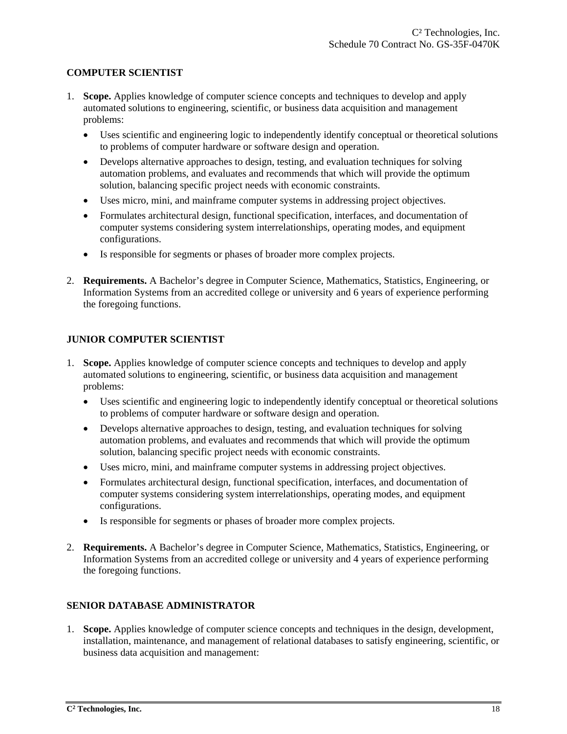## COMPUTER SCIENTIST

1. **Scope.** Applies knowledge of computer science concepts and techniques to develop and apply automated solutions to engineering, scientific, or business data acquisition and management problems:
   - Uses scientific and engineering logic to independently identify conceptual or theoretical solutions to problems of computer hardware or software design and operation.
   - Develops alternative approaches to design, testing, and evaluation techniques for solving automation problems, and evaluates and recommends that which will provide the optimum solution, balancing specific project needs with economic constraints.
   - Uses micro, mini, and mainframe computer systems in addressing project objectives.
   - Formulates architectural design, functional specification, interfaces, and documentation of computer systems considering system interrelationships, operating modes, and equipment configurations.
   - Is responsible for segments or phases of broader more complex projects.

2. **Requirements.** A Bachelor's degree in Computer Science, Mathematics, Statistics, Engineering, or Information Systems from an accredited college or university and 6 years of experience performing the foregoing functions.

## JUNIOR COMPUTER SCIENTIST

1. **Scope.** Applies knowledge of computer science concepts and techniques to develop and apply automated solutions to engineering, scientific, or business data acquisition and management problems:
   - Uses scientific and engineering logic to independently identify conceptual or theoretical solutions to problems of computer hardware or software design and operation.
   - Develops alternative approaches to design, testing, and evaluation techniques for solving automation problems, and evaluates and recommends that which will provide the optimum solution, balancing specific project needs with economic constraints.
   - Uses micro, mini, and mainframe computer systems in addressing project objectives.
   - Formulates architectural design, functional specification, interfaces, and documentation of computer systems considering system interrelationships, operating modes, and equipment configurations.
   - Is responsible for segments or phases of broader more complex projects.

2. **Requirements.** A Bachelor's degree in Computer Science, Mathematics, Statistics, Engineering, or Information Systems from an accredited college or university and 4 years of experience performing the foregoing functions.

## SENIOR DATABASE ADMINISTRATOR

1. **Scope.** Applies knowledge of computer science concepts and techniques in the design, development, installation, maintenance, and management of relational databases to satisfy engineering, scientific, or business data acquisition and management: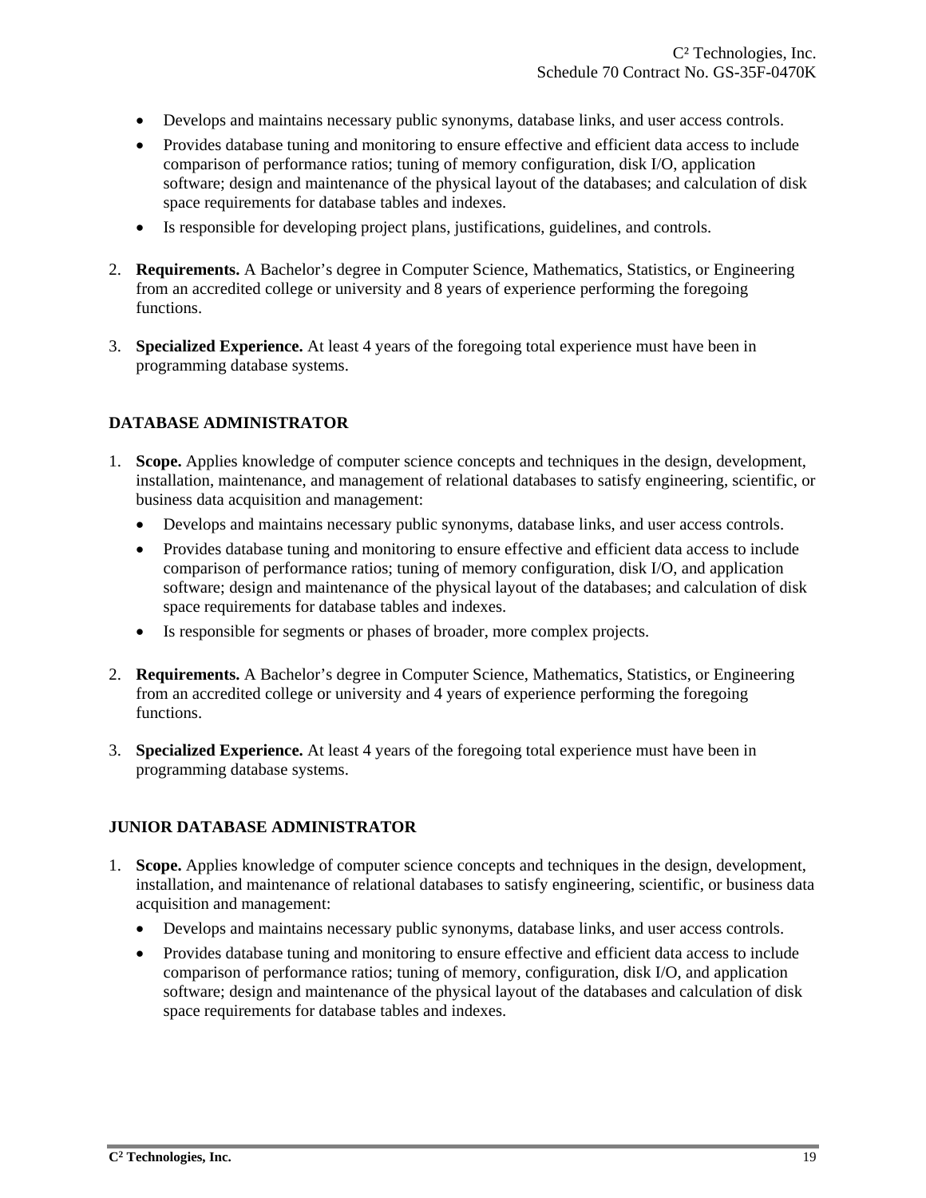- Develops and maintains necessary public synonyms, database links, and user access controls.
- Provides database tuning and monitoring to ensure effective and efficient data access to include comparison of performance ratios; tuning of memory configuration, disk I/O, application software; design and maintenance of the physical layout of the databases; and calculation of disk space requirements for database tables and indexes.
- Is responsible for developing project plans, justifications, guidelines, and controls.

2. **Requirements.** A Bachelor's degree in Computer Science, Mathematics, Statistics, or Engineering from an accredited college or university and 8 years of experience performing the foregoing functions.

3. **Specialized Experience.** At least 4 years of the foregoing total experience must have been in programming database systems.

### DATABASE ADMINISTRATOR

1. **Scope.** Applies knowledge of computer science concepts and techniques in the design, development, installation, maintenance, and management of relational databases to satisfy engineering, scientific, or business data acquisition and management:
   - Develops and maintains necessary public synonyms, database links, and user access controls.
   - Provides database tuning and monitoring to ensure effective and efficient data access to include comparison of performance ratios; tuning of memory configuration, disk I/O, and application software; design and maintenance of the physical layout of the databases; and calculation of disk space requirements for database tables and indexes.
   - Is responsible for segments or phases of broader, more complex projects.

2. **Requirements.** A Bachelor's degree in Computer Science, Mathematics, Statistics, or Engineering from an accredited college or university and 4 years of experience performing the foregoing functions.

3. **Specialized Experience.** At least 4 years of the foregoing total experience must have been in programming database systems.

### JUNIOR DATABASE ADMINISTRATOR

1. **Scope.** Applies knowledge of computer science concepts and techniques in the design, development, installation, and maintenance of relational databases to satisfy engineering, scientific, or business data acquisition and management:
   - Develops and maintains necessary public synonyms, database links, and user access controls.
   - Provides database tuning and monitoring to ensure effective and efficient data access to include comparison of performance ratios; tuning of memory, configuration, disk I/O, and application software; design and maintenance of the physical layout of the databases and calculation of disk space requirements for database tables and indexes.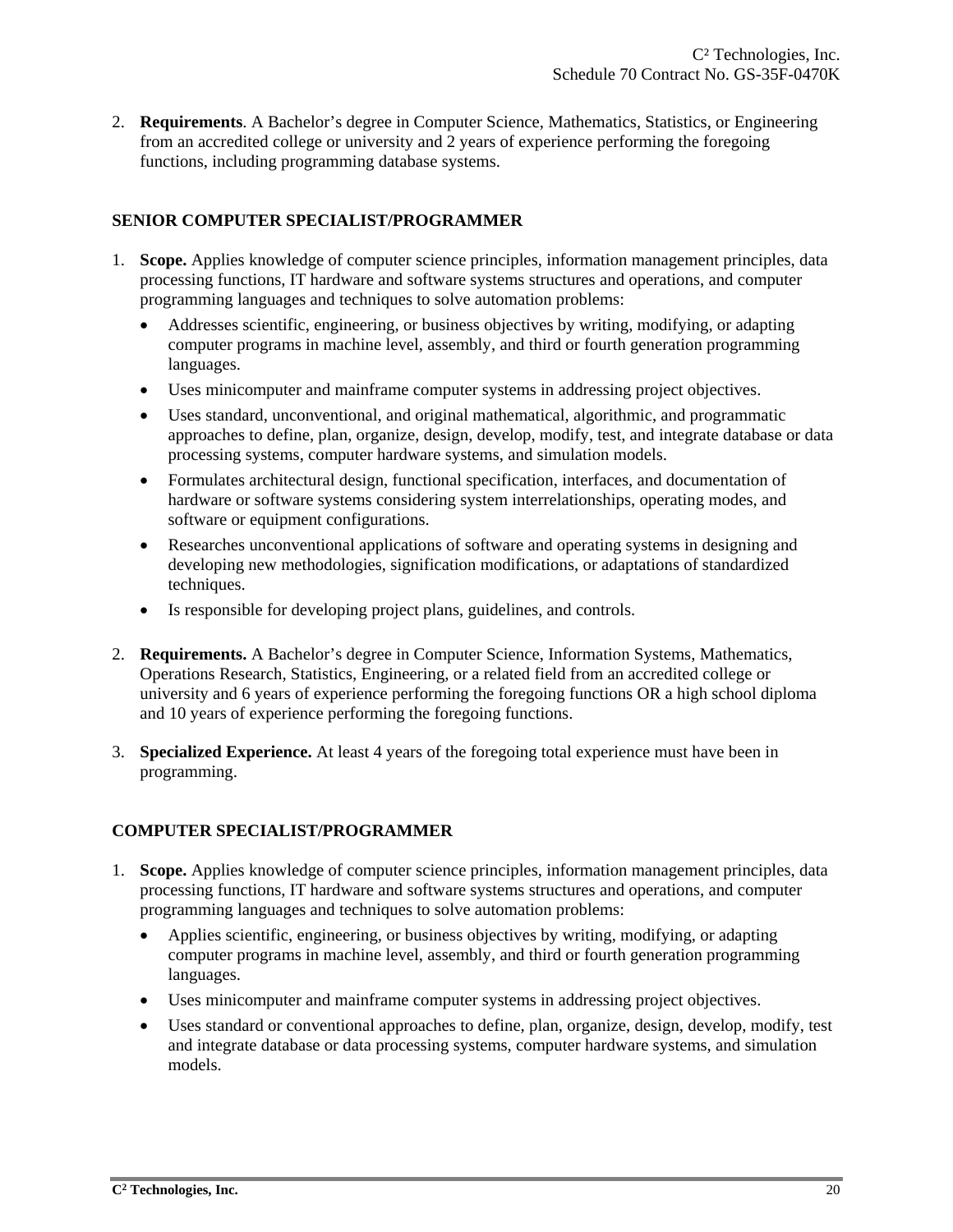2. **Requirements**. A Bachelor's degree in Computer Science, Mathematics, Statistics, or Engineering from an accredited college or university and 2 years of experience performing the foregoing functions, including programming database systems.

### SENIOR COMPUTER SPECIALIST/PROGRAMMER

1. **Scope.** Applies knowledge of computer science principles, information management principles, data processing functions, IT hardware and software systems structures and operations, and computer programming languages and techniques to solve automation problems:
   - Addresses scientific, engineering, or business objectives by writing, modifying, or adapting computer programs in machine level, assembly, and third or fourth generation programming languages.
   - Uses minicomputer and mainframe computer systems in addressing project objectives.
   - Uses standard, unconventional, and original mathematical, algorithmic, and programmatic approaches to define, plan, organize, design, develop, modify, test, and integrate database or data processing systems, computer hardware systems, and simulation models.
   - Formulates architectural design, functional specification, interfaces, and documentation of hardware or software systems considering system interrelationships, operating modes, and software or equipment configurations.
   - Researches unconventional applications of software and operating systems in designing and developing new methodologies, signification modifications, or adaptations of standardized techniques.
   - Is responsible for developing project plans, guidelines, and controls.

2. **Requirements.** A Bachelor's degree in Computer Science, Information Systems, Mathematics, Operations Research, Statistics, Engineering, or a related field from an accredited college or university and 6 years of experience performing the foregoing functions OR a high school diploma and 10 years of experience performing the foregoing functions.

3. **Specialized Experience.** At least 4 years of the foregoing total experience must have been in programming.

### COMPUTER SPECIALIST/PROGRAMMER

1. **Scope.** Applies knowledge of computer science principles, information management principles, data processing functions, IT hardware and software systems structures and operations, and computer programming languages and techniques to solve automation problems:
   - Applies scientific, engineering, or business objectives by writing, modifying, or adapting computer programs in machine level, assembly, and third or fourth generation programming languages.
   - Uses minicomputer and mainframe computer systems in addressing project objectives.
   - Uses standard or conventional approaches to define, plan, organize, design, develop, modify, test and integrate database or data processing systems, computer hardware systems, and simulation models.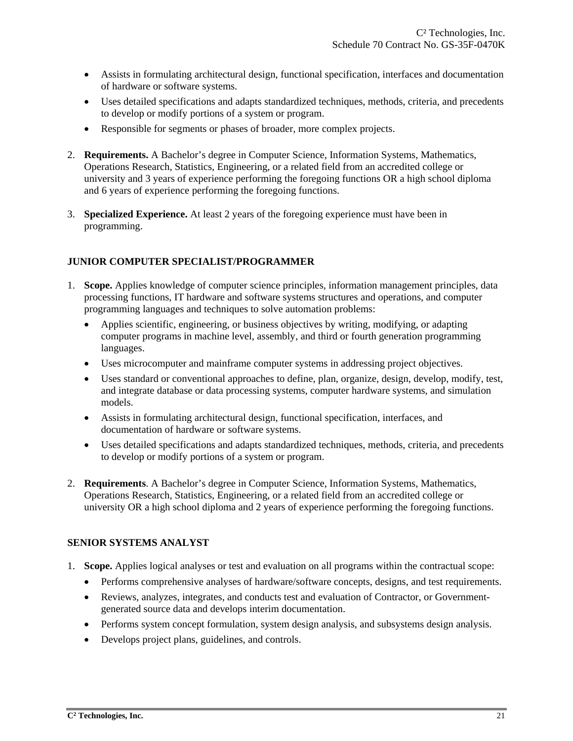- Assists in formulating architectural design, functional specification, interfaces and documentation of hardware or software systems.
- Uses detailed specifications and adapts standardized techniques, methods, criteria, and precedents to develop or modify portions of a system or program.
- Responsible for segments or phases of broader, more complex projects.

2. **Requirements.** A Bachelor's degree in Computer Science, Information Systems, Mathematics, Operations Research, Statistics, Engineering, or a related field from an accredited college or university and 3 years of experience performing the foregoing functions OR a high school diploma and 6 years of experience performing the foregoing functions.

3. **Specialized Experience.** At least 2 years of the foregoing experience must have been in programming.

### JUNIOR COMPUTER SPECIALIST/PROGRAMMER

1. **Scope.** Applies knowledge of computer science principles, information management principles, data processing functions, IT hardware and software systems structures and operations, and computer programming languages and techniques to solve automation problems:
   - Applies scientific, engineering, or business objectives by writing, modifying, or adapting computer programs in machine level, assembly, and third or fourth generation programming languages.
   - Uses microcomputer and mainframe computer systems in addressing project objectives.
   - Uses standard or conventional approaches to define, plan, organize, design, develop, modify, test, and integrate database or data processing systems, computer hardware systems, and simulation models.
   - Assists in formulating architectural design, functional specification, interfaces, and documentation of hardware or software systems.
   - Uses detailed specifications and adapts standardized techniques, methods, criteria, and precedents to develop or modify portions of a system or program.

2. **Requirements**. A Bachelor's degree in Computer Science, Information Systems, Mathematics, Operations Research, Statistics, Engineering, or a related field from an accredited college or university OR a high school diploma and 2 years of experience performing the foregoing functions.

### SENIOR SYSTEMS ANALYST

1. **Scope.** Applies logical analyses or test and evaluation on all programs within the contractual scope:
   - Performs comprehensive analyses of hardware/software concepts, designs, and test requirements.
   - Reviews, analyzes, integrates, and conducts test and evaluation of Contractor, or Government-generated source data and develops interim documentation.
   - Performs system concept formulation, system design analysis, and subsystems design analysis.
   - Develops project plans, guidelines, and controls.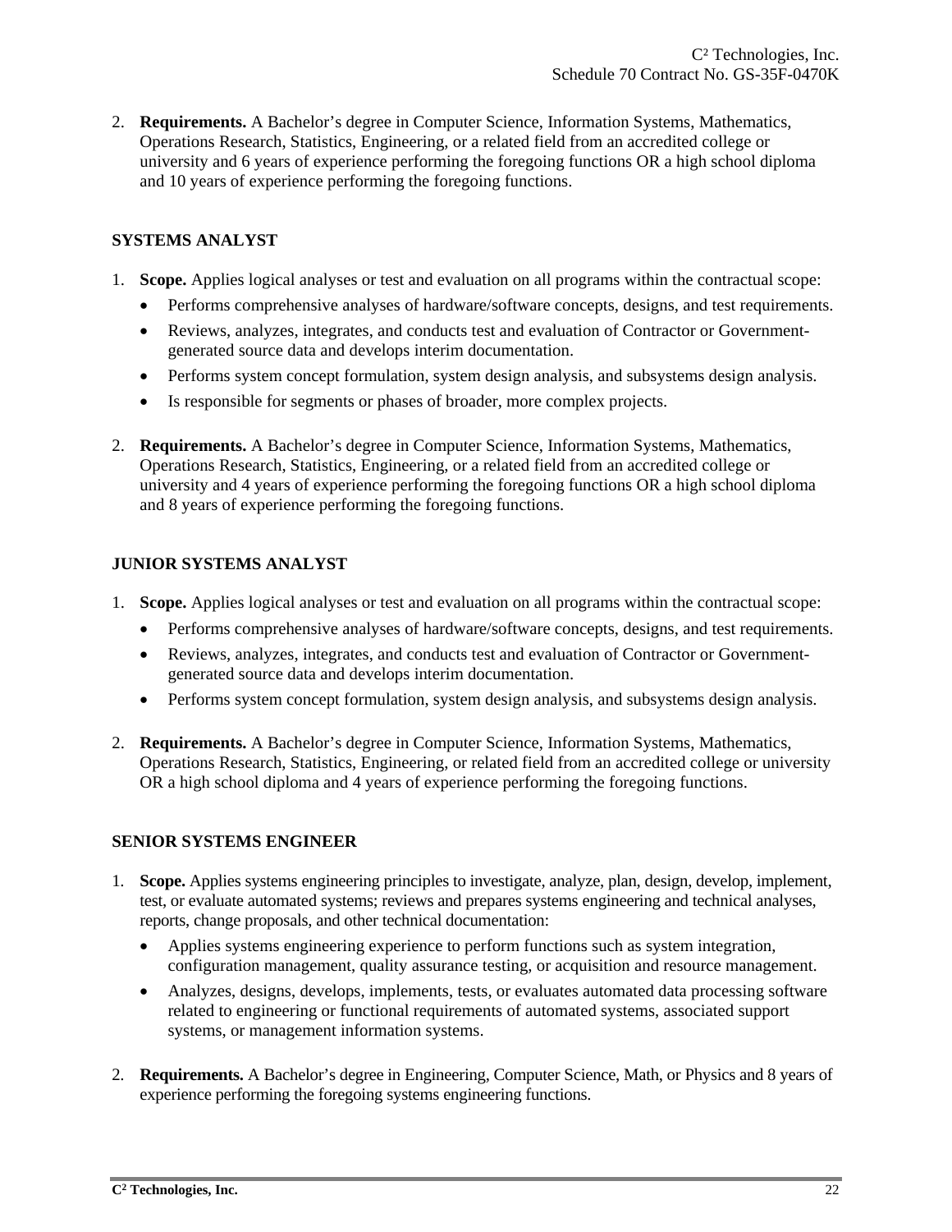2. **Requirements.** A Bachelor's degree in Computer Science, Information Systems, Mathematics, Operations Research, Statistics, Engineering, or a related field from an accredited college or university and 6 years of experience performing the foregoing functions OR a high school diploma and 10 years of experience performing the foregoing functions.

### SYSTEMS ANALYST

1. **Scope.** Applies logical analyses or test and evaluation on all programs within the contractual scope:
   - Performs comprehensive analyses of hardware/software concepts, designs, and test requirements.
   - Reviews, analyzes, integrates, and conducts test and evaluation of Contractor or Government-generated source data and develops interim documentation.
   - Performs system concept formulation, system design analysis, and subsystems design analysis.
   - Is responsible for segments or phases of broader, more complex projects.

2. **Requirements.** A Bachelor's degree in Computer Science, Information Systems, Mathematics, Operations Research, Statistics, Engineering, or a related field from an accredited college or university and 4 years of experience performing the foregoing functions OR a high school diploma and 8 years of experience performing the foregoing functions.

### JUNIOR SYSTEMS ANALYST

1. **Scope.** Applies logical analyses or test and evaluation on all programs within the contractual scope:
   - Performs comprehensive analyses of hardware/software concepts, designs, and test requirements.
   - Reviews, analyzes, integrates, and conducts test and evaluation of Contractor or Government-generated source data and develops interim documentation.
   - Performs system concept formulation, system design analysis, and subsystems design analysis.

2. **Requirements.** A Bachelor's degree in Computer Science, Information Systems, Mathematics, Operations Research, Statistics, Engineering, or related field from an accredited college or university OR a high school diploma and 4 years of experience performing the foregoing functions.

### SENIOR SYSTEMS ENGINEER

1. **Scope.** Applies systems engineering principles to investigate, analyze, plan, design, develop, implement, test, or evaluate automated systems; reviews and prepares systems engineering and technical analyses, reports, change proposals, and other technical documentation:
   - Applies systems engineering experience to perform functions such as system integration, configuration management, quality assurance testing, or acquisition and resource management.
   - Analyzes, designs, develops, implements, tests, or evaluates automated data processing software related to engineering or functional requirements of automated systems, associated support systems, or management information systems.

2. **Requirements.** A Bachelor's degree in Engineering, Computer Science, Math, or Physics and 8 years of experience performing the foregoing systems engineering functions.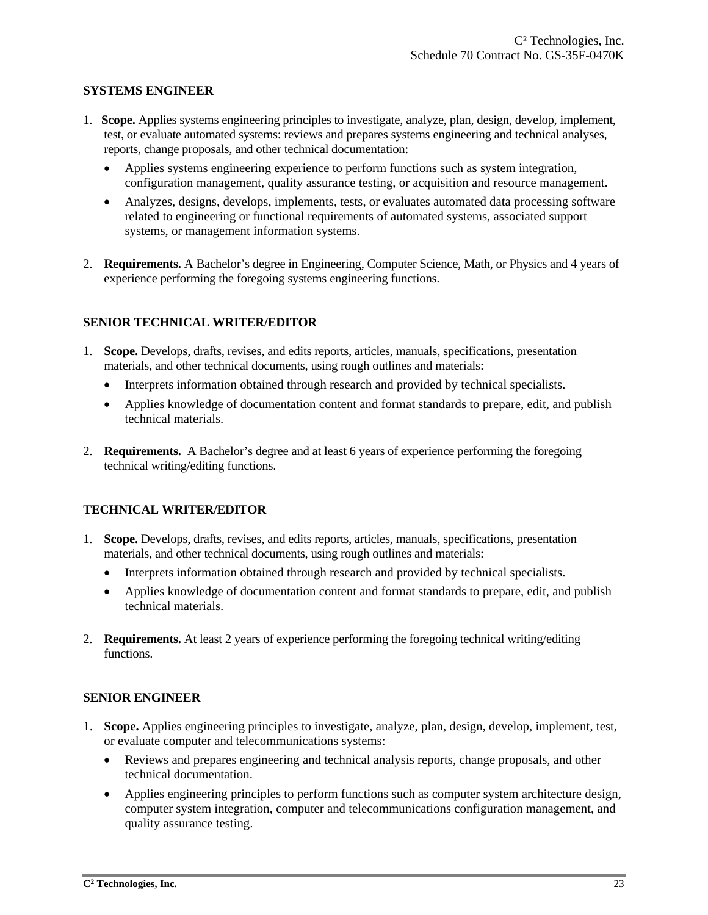## SYSTEMS ENGINEER

1. **Scope.** Applies systems engineering principles to investigate, analyze, plan, design, develop, implement, test, or evaluate automated systems: reviews and prepares systems engineering and technical analyses, reports, change proposals, and other technical documentation:
   - Applies systems engineering experience to perform functions such as system integration, configuration management, quality assurance testing, or acquisition and resource management.
   - Analyzes, designs, develops, implements, tests, or evaluates automated data processing software related to engineering or functional requirements of automated systems, associated support systems, or management information systems.

2. **Requirements.** A Bachelor's degree in Engineering, Computer Science, Math, or Physics and 4 years of experience performing the foregoing systems engineering functions.

## SENIOR TECHNICAL WRITER/EDITOR

1. **Scope.** Develops, drafts, revises, and edits reports, articles, manuals, specifications, presentation materials, and other technical documents, using rough outlines and materials:
   - Interprets information obtained through research and provided by technical specialists.
   - Applies knowledge of documentation content and format standards to prepare, edit, and publish technical materials.

2. **Requirements.** A Bachelor's degree and at least 6 years of experience performing the foregoing technical writing/editing functions.

## TECHNICAL WRITER/EDITOR

1. **Scope.** Develops, drafts, revises, and edits reports, articles, manuals, specifications, presentation materials, and other technical documents, using rough outlines and materials:
   - Interprets information obtained through research and provided by technical specialists.
   - Applies knowledge of documentation content and format standards to prepare, edit, and publish technical materials.

2. **Requirements.** At least 2 years of experience performing the foregoing technical writing/editing functions.

## SENIOR ENGINEER

1. **Scope.** Applies engineering principles to investigate, analyze, plan, design, develop, implement, test, or evaluate computer and telecommunications systems:
   - Reviews and prepares engineering and technical analysis reports, change proposals, and other technical documentation.
   - Applies engineering principles to perform functions such as computer system architecture design, computer system integration, computer and telecommunications configuration management, and quality assurance testing.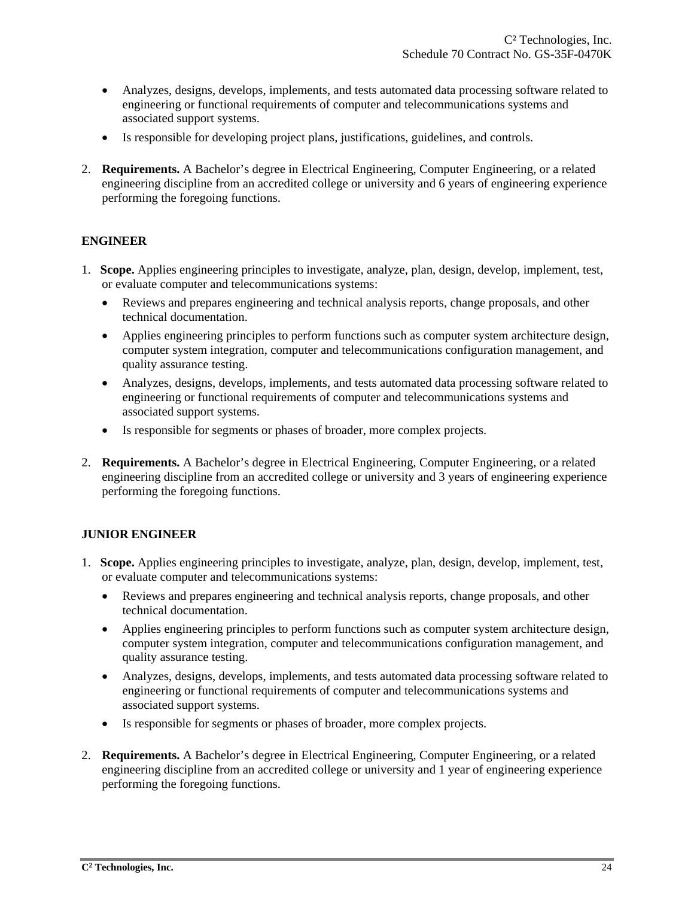- Analyzes, designs, develops, implements, and tests automated data processing software related to engineering or functional requirements of computer and telecommunications systems and associated support systems.
- Is responsible for developing project plans, justifications, guidelines, and controls.

2. **Requirements.** A Bachelor's degree in Electrical Engineering, Computer Engineering, or a related engineering discipline from an accredited college or university and 6 years of engineering experience performing the foregoing functions.

**ENGINEER**

1. **Scope.** Applies engineering principles to investigate, analyze, plan, design, develop, implement, test, or evaluate computer and telecommunications systems:
   - Reviews and prepares engineering and technical analysis reports, change proposals, and other technical documentation.
   - Applies engineering principles to perform functions such as computer system architecture design, computer system integration, computer and telecommunications configuration management, and quality assurance testing.
   - Analyzes, designs, develops, implements, and tests automated data processing software related to engineering or functional requirements of computer and telecommunications systems and associated support systems.
   - Is responsible for segments or phases of broader, more complex projects.

2. **Requirements.** A Bachelor's degree in Electrical Engineering, Computer Engineering, or a related engineering discipline from an accredited college or university and 3 years of engineering experience performing the foregoing functions.

**JUNIOR ENGINEER**

1. **Scope.** Applies engineering principles to investigate, analyze, plan, design, develop, implement, test, or evaluate computer and telecommunications systems:
   - Reviews and prepares engineering and technical analysis reports, change proposals, and other technical documentation.
   - Applies engineering principles to perform functions such as computer system architecture design, computer system integration, computer and telecommunications configuration management, and quality assurance testing.
   - Analyzes, designs, develops, implements, and tests automated data processing software related to engineering or functional requirements of computer and telecommunications systems and associated support systems.
   - Is responsible for segments or phases of broader, more complex projects.

2. **Requirements.** A Bachelor's degree in Electrical Engineering, Computer Engineering, or a related engineering discipline from an accredited college or university and 1 year of engineering experience performing the foregoing functions.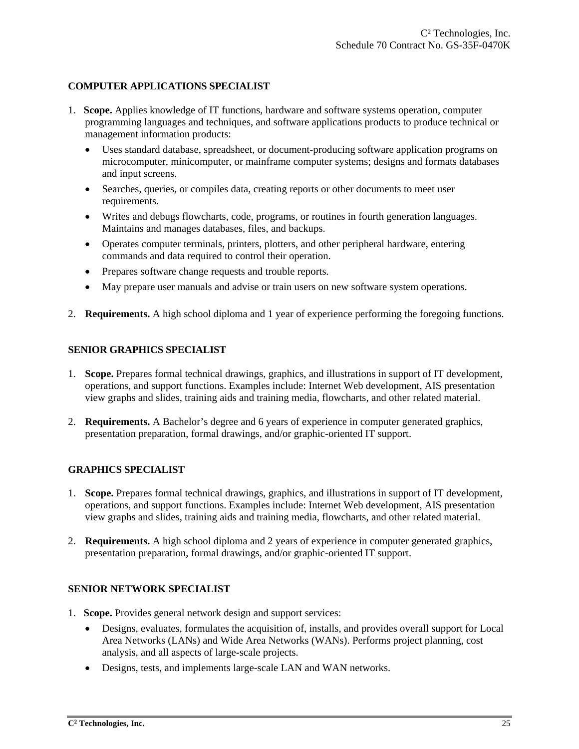## COMPUTER APPLICATIONS SPECIALIST

1. **Scope.** Applies knowledge of IT functions, hardware and software systems operation, computer programming languages and techniques, and software applications products to produce technical or management information products:
   - Uses standard database, spreadsheet, or document-producing software application programs on microcomputer, minicomputer, or mainframe computer systems; designs and formats databases and input screens.
   - Searches, queries, or compiles data, creating reports or other documents to meet user requirements.
   - Writes and debugs flowcharts, code, programs, or routines in fourth generation languages. Maintains and manages databases, files, and backups.
   - Operates computer terminals, printers, plotters, and other peripheral hardware, entering commands and data required to control their operation.
   - Prepares software change requests and trouble reports.
   - May prepare user manuals and advise or train users on new software system operations.

2. **Requirements.** A high school diploma and 1 year of experience performing the foregoing functions.

## SENIOR GRAPHICS SPECIALIST

1. **Scope.** Prepares formal technical drawings, graphics, and illustrations in support of IT development, operations, and support functions. Examples include: Internet Web development, AIS presentation view graphs and slides, training aids and training media, flowcharts, and other related material.

2. **Requirements.** A Bachelor's degree and 6 years of experience in computer generated graphics, presentation preparation, formal drawings, and/or graphic-oriented IT support.

## GRAPHICS SPECIALIST

1. **Scope.** Prepares formal technical drawings, graphics, and illustrations in support of IT development, operations, and support functions. Examples include: Internet Web development, AIS presentation view graphs and slides, training aids and training media, flowcharts, and other related material.

2. **Requirements.** A high school diploma and 2 years of experience in computer generated graphics, presentation preparation, formal drawings, and/or graphic-oriented IT support.

## SENIOR NETWORK SPECIALIST

1. **Scope.** Provides general network design and support services:
   - Designs, evaluates, formulates the acquisition of, installs, and provides overall support for Local Area Networks (LANs) and Wide Area Networks (WANs). Performs project planning, cost analysis, and all aspects of large-scale projects.
   - Designs, tests, and implements large-scale LAN and WAN networks.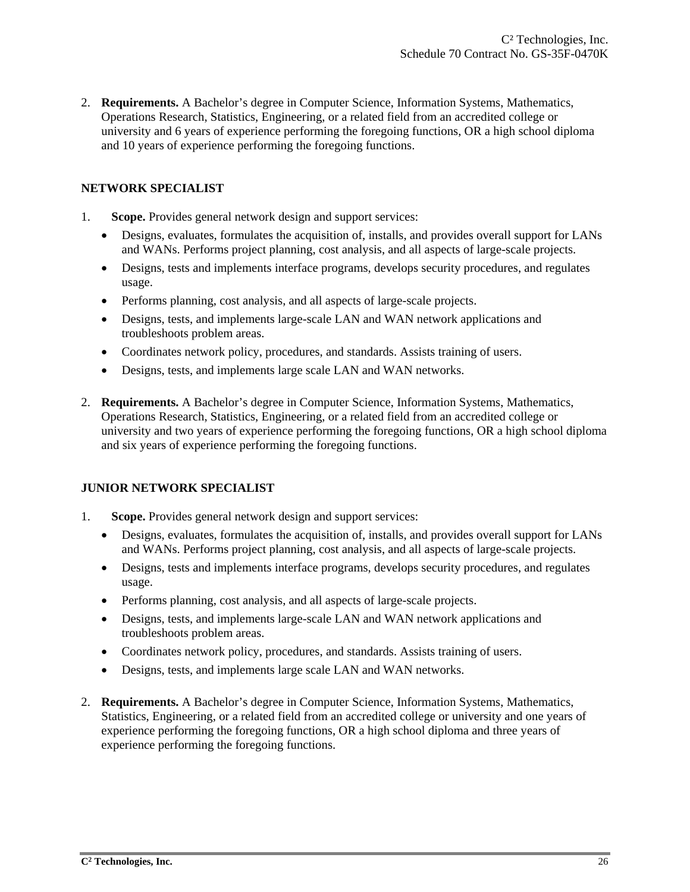2. **Requirements.** A Bachelor's degree in Computer Science, Information Systems, Mathematics, Operations Research, Statistics, Engineering, or a related field from an accredited college or university and 6 years of experience performing the foregoing functions, OR a high school diploma and 10 years of experience performing the foregoing functions.

**NETWORK SPECIALIST**

1. **Scope.** Provides general network design and support services:
   - Designs, evaluates, formulates the acquisition of, installs, and provides overall support for LANs and WANs. Performs project planning, cost analysis, and all aspects of large-scale projects.
   - Designs, tests and implements interface programs, develops security procedures, and regulates usage.
   - Performs planning, cost analysis, and all aspects of large-scale projects.
   - Designs, tests, and implements large-scale LAN and WAN network applications and troubleshoots problem areas.
   - Coordinates network policy, procedures, and standards. Assists training of users.
   - Designs, tests, and implements large scale LAN and WAN networks.

2. **Requirements.** A Bachelor's degree in Computer Science, Information Systems, Mathematics, Operations Research, Statistics, Engineering, or a related field from an accredited college or university and two years of experience performing the foregoing functions, OR a high school diploma and six years of experience performing the foregoing functions.

**JUNIOR NETWORK SPECIALIST**

1. **Scope.** Provides general network design and support services:
   - Designs, evaluates, formulates the acquisition of, installs, and provides overall support for LANs and WANs. Performs project planning, cost analysis, and all aspects of large-scale projects.
   - Designs, tests and implements interface programs, develops security procedures, and regulates usage.
   - Performs planning, cost analysis, and all aspects of large-scale projects.
   - Designs, tests, and implements large-scale LAN and WAN network applications and troubleshoots problem areas.
   - Coordinates network policy, procedures, and standards. Assists training of users.
   - Designs, tests, and implements large scale LAN and WAN networks.

2. **Requirements.** A Bachelor's degree in Computer Science, Information Systems, Mathematics, Statistics, Engineering, or a related field from an accredited college or university and one years of experience performing the foregoing functions, OR a high school diploma and three years of experience performing the foregoing functions.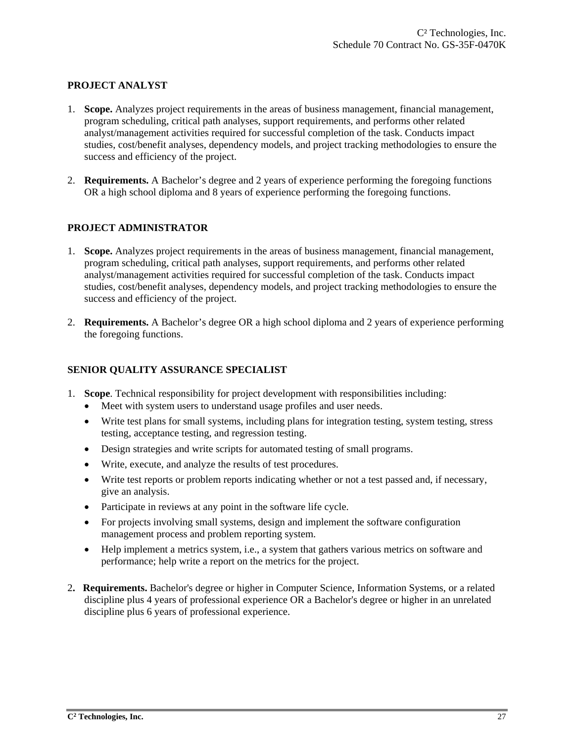## PROJECT ANALYST

1. **Scope.** Analyzes project requirements in the areas of business management, financial management, program scheduling, critical path analyses, support requirements, and performs other related analyst/management activities required for successful completion of the task. Conducts impact studies, cost/benefit analyses, dependency models, and project tracking methodologies to ensure the success and efficiency of the project.

2. **Requirements.** A Bachelor's degree and 2 years of experience performing the foregoing functions OR a high school diploma and 8 years of experience performing the foregoing functions.

## PROJECT ADMINISTRATOR

1. **Scope.** Analyzes project requirements in the areas of business management, financial management, program scheduling, critical path analyses, support requirements, and performs other related analyst/management activities required for successful completion of the task. Conducts impact studies, cost/benefit analyses, dependency models, and project tracking methodologies to ensure the success and efficiency of the project.

2. **Requirements.** A Bachelor's degree OR a high school diploma and 2 years of experience performing the foregoing functions.

## SENIOR QUALITY ASSURANCE SPECIALIST

1. **Scope**. Technical responsibility for project development with responsibilities including:
   - Meet with system users to understand usage profiles and user needs.
   - Write test plans for small systems, including plans for integration testing, system testing, stress testing, acceptance testing, and regression testing.
   - Design strategies and write scripts for automated testing of small programs.
   - Write, execute, and analyze the results of test procedures.
   - Write test reports or problem reports indicating whether or not a test passed and, if necessary, give an analysis.
   - Participate in reviews at any point in the software life cycle.
   - For projects involving small systems, design and implement the software configuration management process and problem reporting system.
   - Help implement a metrics system, i.e., a system that gathers various metrics on software and performance; help write a report on the metrics for the project.

2. **Requirements.** Bachelor's degree or higher in Computer Science, Information Systems, or a related discipline plus 4 years of professional experience OR a Bachelor's degree or higher in an unrelated discipline plus 6 years of professional experience.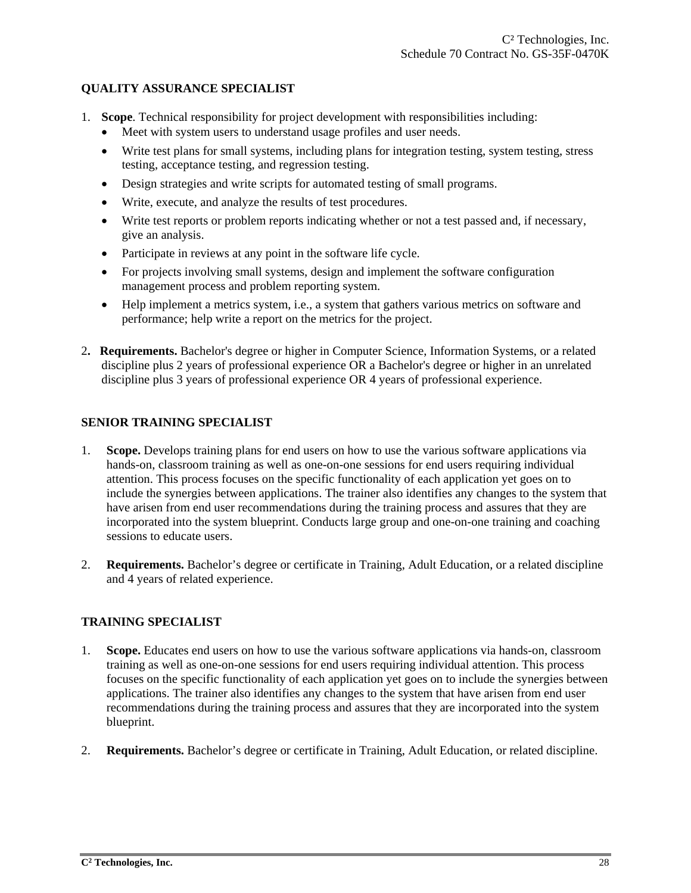## QUALITY ASSURANCE SPECIALIST

1. **Scope**. Technical responsibility for project development with responsibilities including:
   - Meet with system users to understand usage profiles and user needs.
   - Write test plans for small systems, including plans for integration testing, system testing, stress testing, acceptance testing, and regression testing.
   - Design strategies and write scripts for automated testing of small programs.
   - Write, execute, and analyze the results of test procedures.
   - Write test reports or problem reports indicating whether or not a test passed and, if necessary, give an analysis.
   - Participate in reviews at any point in the software life cycle.
   - For projects involving small systems, design and implement the software configuration management process and problem reporting system.
   - Help implement a metrics system, i.e., a system that gathers various metrics on software and performance; help write a report on the metrics for the project.

2. **Requirements.** Bachelor's degree or higher in Computer Science, Information Systems, or a related discipline plus 2 years of professional experience OR a Bachelor's degree or higher in an unrelated discipline plus 3 years of professional experience OR 4 years of professional experience.

## SENIOR TRAINING SPECIALIST

1. **Scope.** Develops training plans for end users on how to use the various software applications via hands-on, classroom training as well as one-on-one sessions for end users requiring individual attention. This process focuses on the specific functionality of each application yet goes on to include the synergies between applications. The trainer also identifies any changes to the system that have arisen from end user recommendations during the training process and assures that they are incorporated into the system blueprint. Conducts large group and one-on-one training and coaching sessions to educate users.

2. **Requirements.** Bachelor’s degree or certificate in Training, Adult Education, or a related discipline and 4 years of related experience.

## TRAINING SPECIALIST

1. **Scope.** Educates end users on how to use the various software applications via hands-on, classroom training as well as one-on-one sessions for end users requiring individual attention. This process focuses on the specific functionality of each application yet goes on to include the synergies between applications. The trainer also identifies any changes to the system that have arisen from end user recommendations during the training process and assures that they are incorporated into the system blueprint.

2. **Requirements.** Bachelor’s degree or certificate in Training, Adult Education, or related discipline.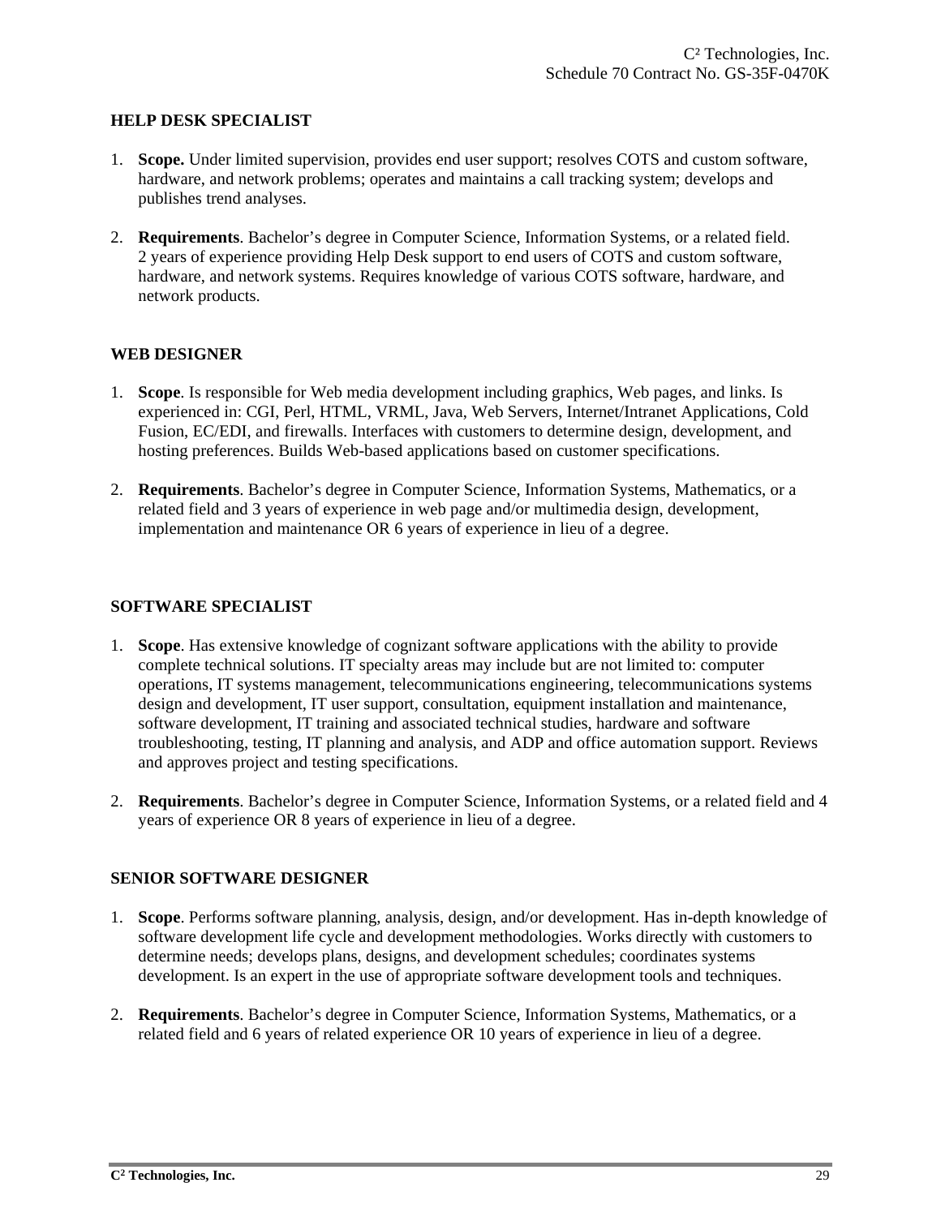## HELP DESK SPECIALIST

1. **Scope.** Under limited supervision, provides end user support; resolves COTS and custom software, hardware, and network problems; operates and maintains a call tracking system; develops and publishes trend analyses.

2. **Requirements**. Bachelor's degree in Computer Science, Information Systems, or a related field. 2 years of experience providing Help Desk support to end users of COTS and custom software, hardware, and network systems. Requires knowledge of various COTS software, hardware, and network products.

## WEB DESIGNER

1. **Scope**. Is responsible for Web media development including graphics, Web pages, and links. Is experienced in: CGI, Perl, HTML, VRML, Java, Web Servers, Internet/Intranet Applications, Cold Fusion, EC/EDI, and firewalls. Interfaces with customers to determine design, development, and hosting preferences. Builds Web-based applications based on customer specifications.

2. **Requirements**. Bachelor's degree in Computer Science, Information Systems, Mathematics, or a related field and 3 years of experience in web page and/or multimedia design, development, implementation and maintenance OR 6 years of experience in lieu of a degree.

## SOFTWARE SPECIALIST

1. **Scope**. Has extensive knowledge of cognizant software applications with the ability to provide complete technical solutions. IT specialty areas may include but are not limited to: computer operations, IT systems management, telecommunications engineering, telecommunications systems design and development, IT user support, consultation, equipment installation and maintenance, software development, IT training and associated technical studies, hardware and software troubleshooting, testing, IT planning and analysis, and ADP and office automation support. Reviews and approves project and testing specifications.

2. **Requirements**. Bachelor's degree in Computer Science, Information Systems, or a related field and 4 years of experience OR 8 years of experience in lieu of a degree.

## SENIOR SOFTWARE DESIGNER

1. **Scope**. Performs software planning, analysis, design, and/or development. Has in-depth knowledge of software development life cycle and development methodologies. Works directly with customers to determine needs; develops plans, designs, and development schedules; coordinates systems development. Is an expert in the use of appropriate software development tools and techniques.

2. **Requirements**. Bachelor's degree in Computer Science, Information Systems, Mathematics, or a related field and 6 years of related experience OR 10 years of experience in lieu of a degree.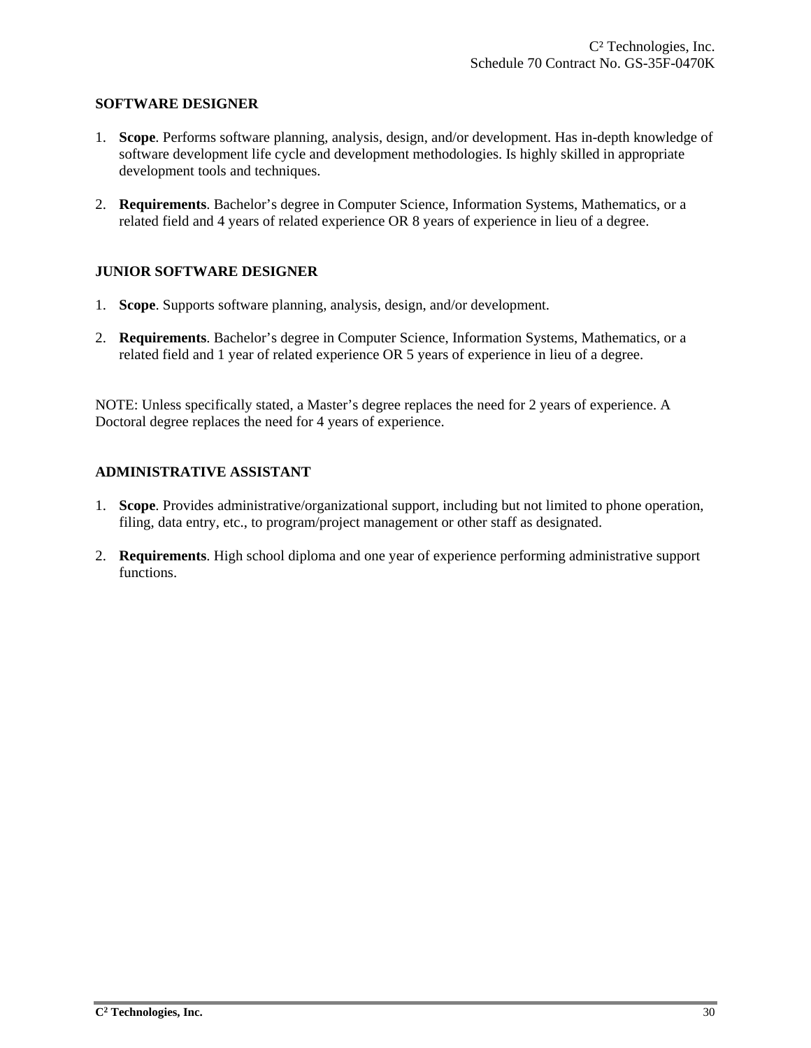## SOFTWARE DESIGNER

1. **Scope**. Performs software planning, analysis, design, and/or development. Has in-depth knowledge of software development life cycle and development methodologies. Is highly skilled in appropriate development tools and techniques.

2. **Requirements**. Bachelor's degree in Computer Science, Information Systems, Mathematics, or a related field and 4 years of related experience OR 8 years of experience in lieu of a degree.

## JUNIOR SOFTWARE DESIGNER

1. **Scope**. Supports software planning, analysis, design, and/or development.

2. **Requirements**. Bachelor's degree in Computer Science, Information Systems, Mathematics, or a related field and 1 year of related experience OR 5 years of experience in lieu of a degree.

NOTE: Unless specifically stated, a Master's degree replaces the need for 2 years of experience. A Doctoral degree replaces the need for 4 years of experience.

## ADMINISTRATIVE ASSISTANT

1. **Scope**. Provides administrative/organizational support, including but not limited to phone operation, filing, data entry, etc., to program/project management or other staff as designated.

2. **Requirements**. High school diploma and one year of experience performing administrative support functions.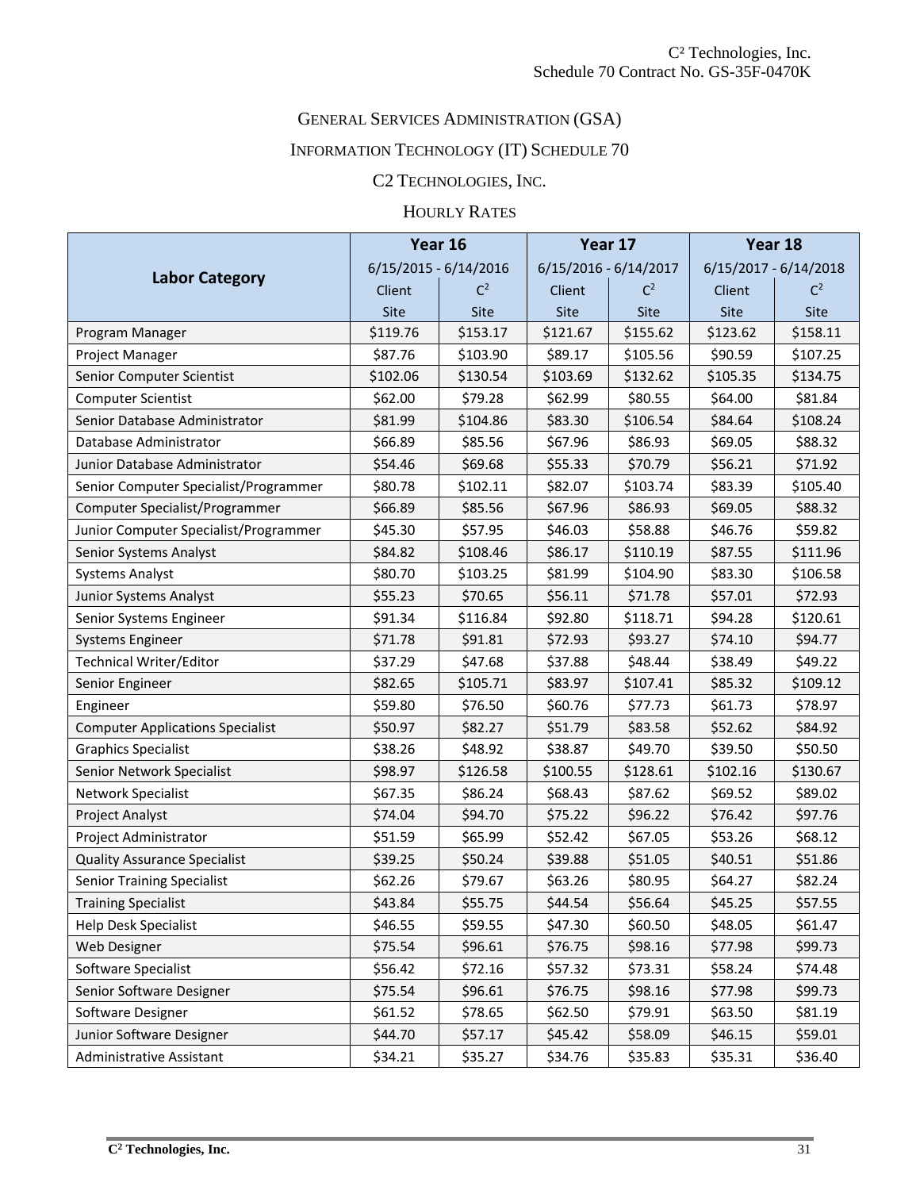GENERAL SERVICES ADMINISTRATION (GSA)

INFORMATION TECHNOLOGY (IT) SCHEDULE 70

C2 TECHNOLOGIES, INC.

HOURLY RATES

| Labor Category | Year 16 | | Year 17 | | Year 18 | |
|---|---|---|---|---|---|---|
| | 6/15/2015 - 6/14/2016 | | 6/15/2016 - 6/14/2017 | | 6/15/2017 - 6/14/2018 | |
| | Client Site | $C^2$ Site | Client Site | $C^2$ Site | Client Site | $C^2$ Site |
| Program Manager | $119.76 | $153.17 | $121.67 | $155.62 | $123.62 | $158.11 |
| Project Manager | $87.76 | $103.90 | $89.17 | $105.56 | $90.59 | $107.25 |
| Senior Computer Scientist | $102.06 | $130.54 | $103.69 | $132.62 | $105.35 | $134.75 |
| Computer Scientist | $62.00 | $79.28 | $62.99 | $80.55 | $64.00 | $81.84 |
| Senior Database Administrator | $81.99 | $104.86 | $83.30 | $106.54 | $84.64 | $108.24 |
| Database Administrator | $66.89 | $85.56 | $67.96 | $86.93 | $69.05 | $88.32 |
| Junior Database Administrator | $54.46 | $69.68 | $55.33 | $70.79 | $56.21 | $71.92 |
| Senior Computer Specialist/Programmer | $80.78 | $102.11 | $82.07 | $103.74 | $83.39 | $105.40 |
| Computer Specialist/Programmer | $66.89 | $85.56 | $67.96 | $86.93 | $69.05 | $88.32 |
| Junior Computer Specialist/Programmer | $45.30 | $57.95 | $46.03 | $58.88 | $46.76 | $59.82 |
| Senior Systems Analyst | $84.82 | $108.46 | $86.17 | $110.19 | $87.55 | $111.96 |
| Systems Analyst | $80.70 | $103.25 | $81.99 | $104.90 | $83.30 | $106.58 |
| Junior Systems Analyst | $55.23 | $70.65 | $56.11 | $71.78 | $57.01 | $72.93 |
| Senior Systems Engineer | $91.34 | $116.84 | $92.80 | $118.71 | $94.28 | $120.61 |
| Systems Engineer | $71.78 | $91.81 | $72.93 | $93.27 | $74.10 | $94.77 |
| Technical Writer/Editor | $37.29 | $47.68 | $37.88 | $48.44 | $38.49 | $49.22 |
| Senior Engineer | $82.65 | $105.71 | $83.97 | $107.41 | $85.32 | $109.12 |
| Engineer | $59.80 | $76.50 | $60.76 | $77.73 | $61.73 | $78.97 |
| Computer Applications Specialist | $50.97 | $82.27 | $51.79 | $83.58 | $52.62 | $84.92 |
| Graphics Specialist | $38.26 | $48.92 | $38.87 | $49.70 | $39.50 | $50.50 |
| Senior Network Specialist | $98.97 | $126.58 | $100.55 | $128.61 | $102.16 | $130.67 |
| Network Specialist | $67.35 | $86.24 | $68.43 | $87.62 | $69.52 | $89.02 |
| Project Analyst | $74.04 | $94.70 | $75.22 | $96.22 | $76.42 | $97.76 |
| Project Administrator | $51.59 | $65.99 | $52.42 | $67.05 | $53.26 | $68.12 |
| Quality Assurance Specialist | $39.25 | $50.24 | $39.88 | $51.05 | $40.51 | $51.86 |
| Senior Training Specialist | $62.26 | $79.67 | $63.26 | $80.95 | $64.27 | $82.24 |
| Training Specialist | $43.84 | $55.75 | $44.54 | $56.64 | $45.25 | $57.55 |
| Help Desk Specialist | $46.55 | $59.55 | $47.30 | $60.50 | $48.05 | $61.47 |
| Web Designer | $75.54 | $96.61 | $76.75 | $98.16 | $77.98 | $99.73 |
| Software Specialist | $56.42 | $72.16 | $57.32 | $73.31 | $58.24 | $74.48 |
| Senior Software Designer | $75.54 | $96.61 | $76.75 | $98.16 | $77.98 | $99.73 |
| Software Designer | $61.52 | $78.65 | $62.50 | $79.91 | $63.50 | $81.19 |
| Junior Software Designer | $44.70 | $57.17 | $45.42 | $58.09 | $46.15 | $59.01 |
| Administrative Assistant | $34.21 | $35.27 | $34.76 | $35.83 | $35.31 | $36.40 |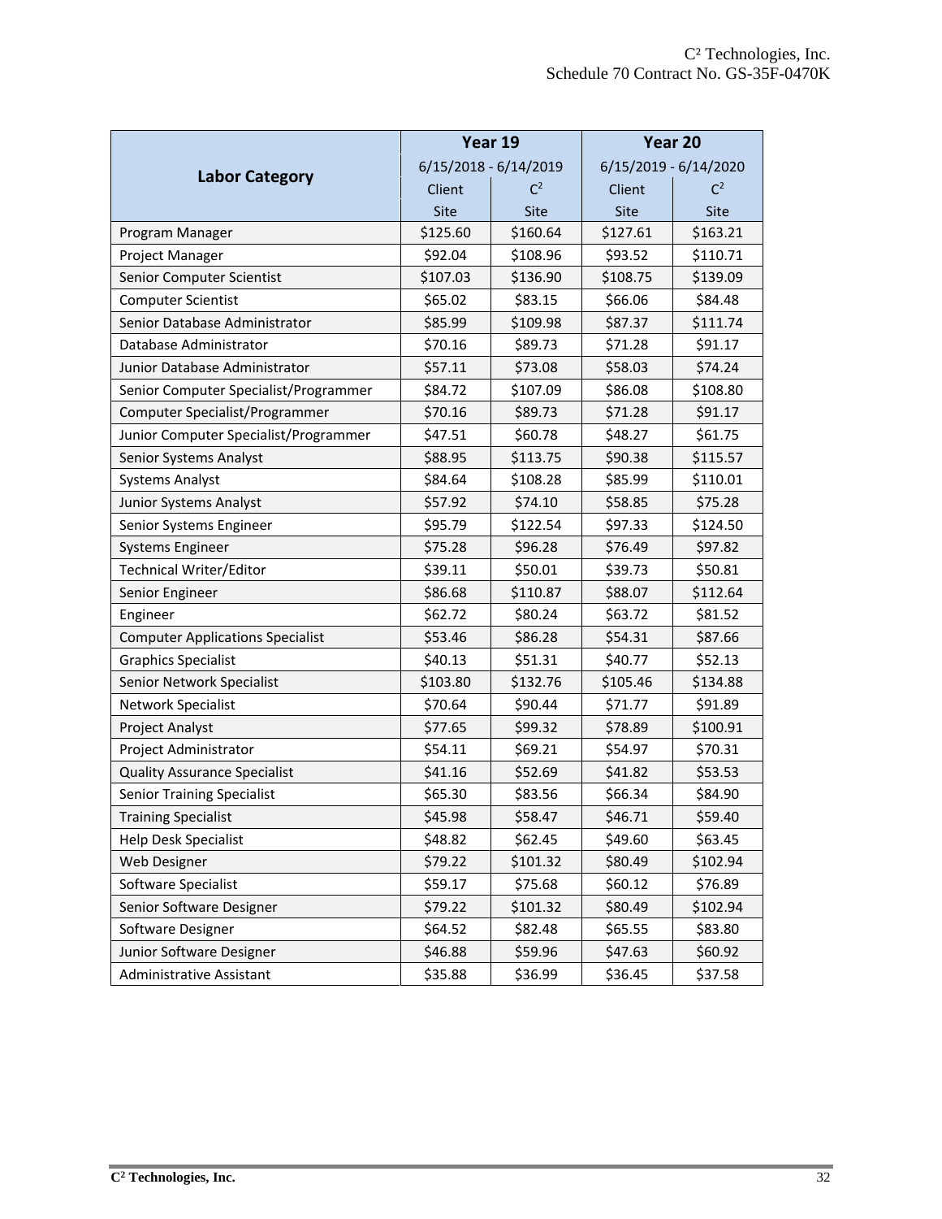| Labor Category | Year 19 6/15/2018 - 6/14/2019 | | Year 20 6/15/2019 - 6/14/2020 | |
|---|---|---|---|---|
| | Client Site | C² Site | Client Site | C² Site |
| Program Manager | $125.60 | $160.64 | $127.61 | $163.21 |
| Project Manager | $92.04 | $108.96 | $93.52 | $110.71 |
| Senior Computer Scientist | $107.03 | $136.90 | $108.75 | $139.09 |
| Computer Scientist | $65.02 | $83.15 | $66.06 | $84.48 |
| Senior Database Administrator | $85.99 | $109.98 | $87.37 | $111.74 |
| Database Administrator | $70.16 | $89.73 | $71.28 | $91.17 |
| Junior Database Administrator | $57.11 | $73.08 | $58.03 | $74.24 |
| Senior Computer Specialist/Programmer | $84.72 | $107.09 | $86.08 | $108.80 |
| Computer Specialist/Programmer | $70.16 | $89.73 | $71.28 | $91.17 |
| Junior Computer Specialist/Programmer | $47.51 | $60.78 | $48.27 | $61.75 |
| Senior Systems Analyst | $88.95 | $113.75 | $90.38 | $115.57 |
| Systems Analyst | $84.64 | $108.28 | $85.99 | $110.01 |
| Junior Systems Analyst | $57.92 | $74.10 | $58.85 | $75.28 |
| Senior Systems Engineer | $95.79 | $122.54 | $97.33 | $124.50 |
| Systems Engineer | $75.28 | $96.28 | $76.49 | $97.82 |
| Technical Writer/Editor | $39.11 | $50.01 | $39.73 | $50.81 |
| Senior Engineer | $86.68 | $110.87 | $88.07 | $112.64 |
| Engineer | $62.72 | $80.24 | $63.72 | $81.52 |
| Computer Applications Specialist | $53.46 | $86.28 | $54.31 | $87.66 |
| Graphics Specialist | $40.13 | $51.31 | $40.77 | $52.13 |
| Senior Network Specialist | $103.80 | $132.76 | $105.46 | $134.88 |
| Network Specialist | $70.64 | $90.44 | $71.77 | $91.89 |
| Project Analyst | $77.65 | $99.32 | $78.89 | $100.91 |
| Project Administrator | $54.11 | $69.21 | $54.97 | $70.31 |
| Quality Assurance Specialist | $41.16 | $52.69 | $41.82 | $53.53 |
| Senior Training Specialist | $65.30 | $83.56 | $66.34 | $84.90 |
| Training Specialist | $45.98 | $58.47 | $46.71 | $59.40 |
| Help Desk Specialist | $48.82 | $62.45 | $49.60 | $63.45 |
| Web Designer | $79.22 | $101.32 | $80.49 | $102.94 |
| Software Specialist | $59.17 | $75.68 | $60.12 | $76.89 |
| Senior Software Designer | $79.22 | $101.32 | $80.49 | $102.94 |
| Software Designer | $64.52 | $82.48 | $65.55 | $83.80 |
| Junior Software Designer | $46.88 | $59.96 | $47.63 | $60.92 |
| Administrative Assistant | $35.88 | $36.99 | $36.45 | $37.58 |